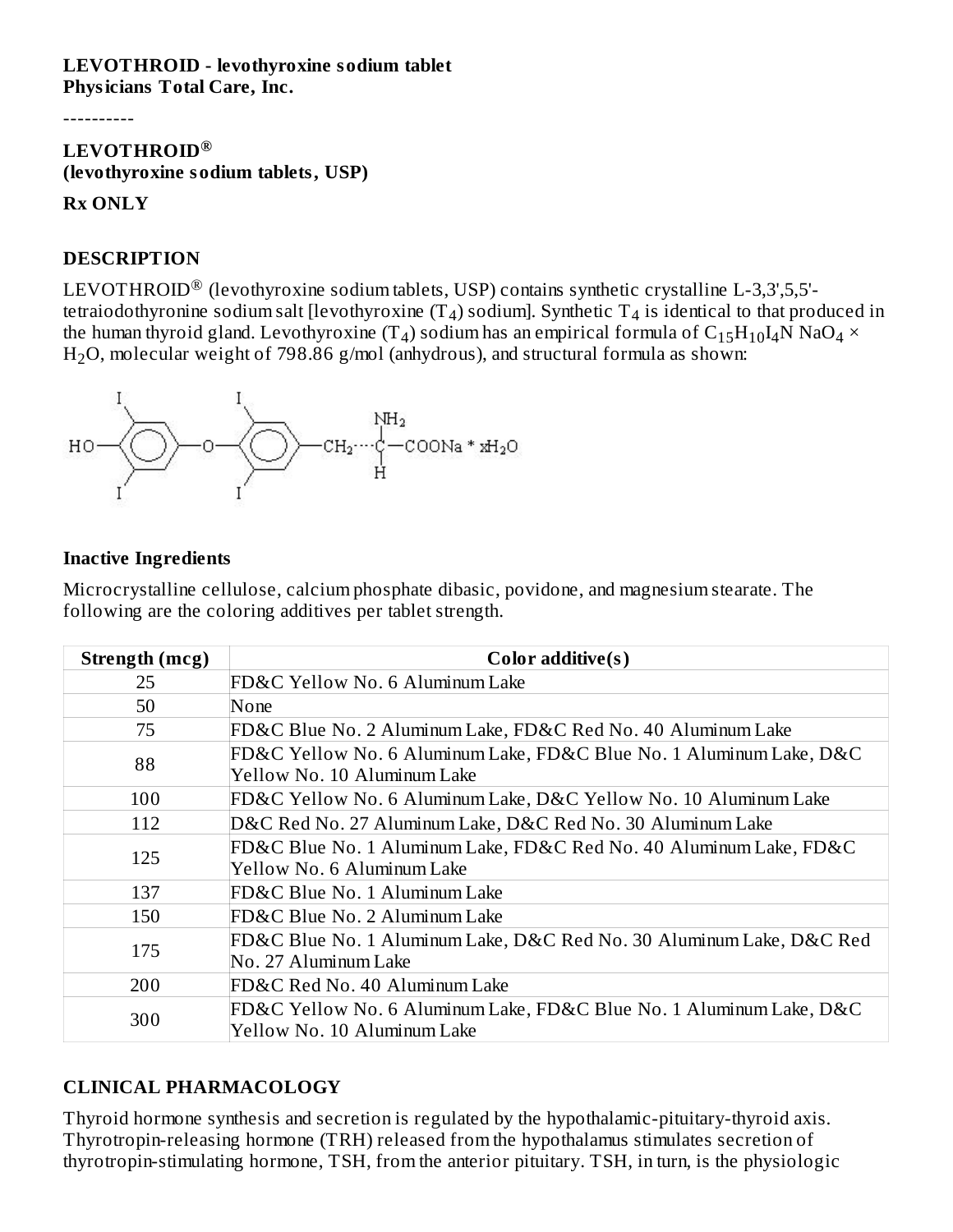**LEVOTHROID - levothyroxine sodium tablet**
**Physicians Total Care, Inc.**

----------

**LEVOTHROID®**
**(levothyroxine sodium tablets, USP)**

**Rx ONLY**

## DESCRIPTION

LEVOTHROID® (levothyroxine sodium tablets, USP) contains synthetic crystalline L-3,3',5,5'-tetraiodothyronine sodium salt [levothyroxine ($T_4$) sodium]. Synthetic $T_4$ is identical to that produced in the human thyroid gland. Levothyroxine ($T_4$) sodium has an empirical formula of $C_{15}H_{10}I_4N\ NaO_4 \times H_2O$, molecular weight of 798.86 g/mol (anhydrous), and structural formula as shown:

### Inactive Ingredients

Microcrystalline cellulose, calcium phosphate dibasic, povidone, and magnesium stearate. The following are the coloring additives per tablet strength.

| Strength (mcg) | Color additive(s) |
|---|---|
| 25 | FD&C Yellow No. 6 Aluminum Lake |
| 50 | None |
| 75 | FD&C Blue No. 2 Aluminum Lake, FD&C Red No. 40 Aluminum Lake |
| 88 | FD&C Yellow No. 6 Aluminum Lake, FD&C Blue No. 1 Aluminum Lake, D&C Yellow No. 10 Aluminum Lake |
| 100 | FD&C Yellow No. 6 Aluminum Lake, D&C Yellow No. 10 Aluminum Lake |
| 112 | D&C Red No. 27 Aluminum Lake, D&C Red No. 30 Aluminum Lake |
| 125 | FD&C Blue No. 1 Aluminum Lake, FD&C Red No. 40 Aluminum Lake, FD&C Yellow No. 6 Aluminum Lake |
| 137 | FD&C Blue No. 1 Aluminum Lake |
| 150 | FD&C Blue No. 2 Aluminum Lake |
| 175 | FD&C Blue No. 1 Aluminum Lake, D&C Red No. 30 Aluminum Lake, D&C Red No. 27 Aluminum Lake |
| 200 | FD&C Red No. 40 Aluminum Lake |
| 300 | FD&C Yellow No. 6 Aluminum Lake, FD&C Blue No. 1 Aluminum Lake, D&C Yellow No. 10 Aluminum Lake |

## CLINICAL PHARMACOLOGY

Thyroid hormone synthesis and secretion is regulated by the hypothalamic-pituitary-thyroid axis. Thyrotropin-releasing hormone (TRH) released from the hypothalamus stimulates secretion of thyrotropin-stimulating hormone, TSH, from the anterior pituitary. TSH, in turn, is the physiologic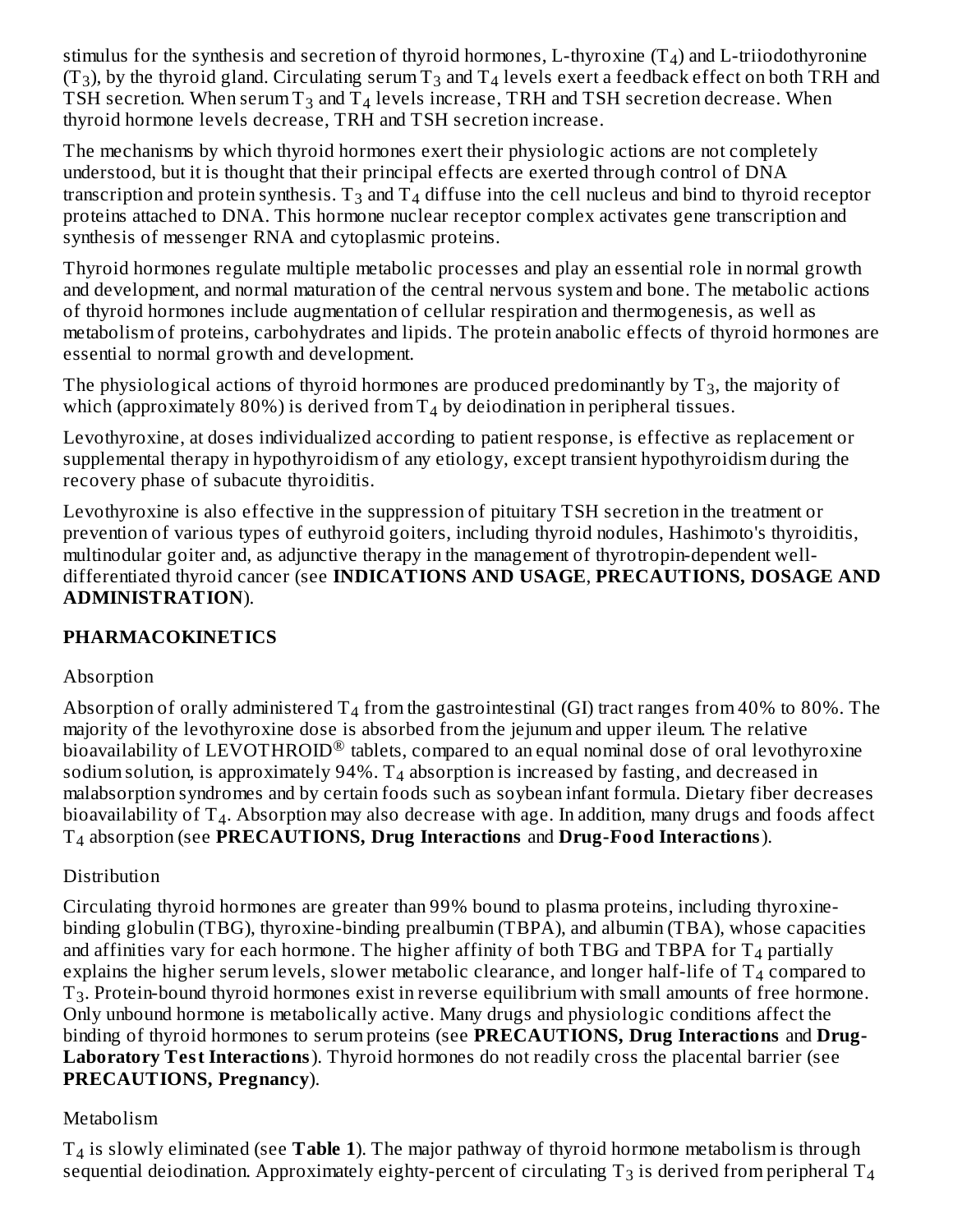stimulus for the synthesis and secretion of thyroid hormones, L-thyroxine ($T_4$) and L-triiodothyronine ($T_3$), by the thyroid gland. Circulating serum $T_3$ and $T_4$ levels exert a feedback effect on both TRH and TSH secretion. When serum $T_3$ and $T_4$ levels increase, TRH and TSH secretion decrease. When thyroid hormone levels decrease, TRH and TSH secretion increase.

The mechanisms by which thyroid hormones exert their physiologic actions are not completely understood, but it is thought that their principal effects are exerted through control of DNA transcription and protein synthesis. $T_3$ and $T_4$ diffuse into the cell nucleus and bind to thyroid receptor proteins attached to DNA. This hormone nuclear receptor complex activates gene transcription and synthesis of messenger RNA and cytoplasmic proteins.

Thyroid hormones regulate multiple metabolic processes and play an essential role in normal growth and development, and normal maturation of the central nervous system and bone. The metabolic actions of thyroid hormones include augmentation of cellular respiration and thermogenesis, as well as metabolism of proteins, carbohydrates and lipids. The protein anabolic effects of thyroid hormones are essential to normal growth and development.

The physiological actions of thyroid hormones are produced predominantly by $T_3$, the majority of which (approximately 80%) is derived from $T_4$ by deiodination in peripheral tissues.

Levothyroxine, at doses individualized according to patient response, is effective as replacement or supplemental therapy in hypothyroidism of any etiology, except transient hypothyroidism during the recovery phase of subacute thyroiditis.

Levothyroxine is also effective in the suppression of pituitary TSH secretion in the treatment or prevention of various types of euthyroid goiters, including thyroid nodules, Hashimoto's thyroiditis, multinodular goiter and, as adjunctive therapy in the management of thyrotropin-dependent well-differentiated thyroid cancer (see **INDICATIONS AND USAGE**, **PRECAUTIONS, DOSAGE AND ADMINISTRATION**).

## PHARMACOKINETICS

Absorption

Absorption of orally administered $T_4$ from the gastrointestinal (GI) tract ranges from 40% to 80%. The majority of the levothyroxine dose is absorbed from the jejunum and upper ileum. The relative bioavailability of LEVOTHROID® tablets, compared to an equal nominal dose of oral levothyroxine sodium solution, is approximately 94%. $T_4$ absorption is increased by fasting, and decreased in malabsorption syndromes and by certain foods such as soybean infant formula. Dietary fiber decreases bioavailability of $T_4$. Absorption may also decrease with age. In addition, many drugs and foods affect $T_4$ absorption (see **PRECAUTIONS, Drug Interactions** and **Drug-Food Interactions**).

Distribution

Circulating thyroid hormones are greater than 99% bound to plasma proteins, including thyroxine-binding globulin (TBG), thyroxine-binding prealbumin (TBPA), and albumin (TBA), whose capacities and affinities vary for each hormone. The higher affinity of both TBG and TBPA for $T_4$ partially explains the higher serum levels, slower metabolic clearance, and longer half-life of $T_4$ compared to $T_3$. Protein-bound thyroid hormones exist in reverse equilibrium with small amounts of free hormone. Only unbound hormone is metabolically active. Many drugs and physiologic conditions affect the binding of thyroid hormones to serum proteins (see **PRECAUTIONS, Drug Interactions** and **Drug-Laboratory Test Interactions**). Thyroid hormones do not readily cross the placental barrier (see **PRECAUTIONS, Pregnancy**).

Metabolism

$T_4$ is slowly eliminated (see **Table 1**). The major pathway of thyroid hormone metabolism is through sequential deiodination. Approximately eighty-percent of circulating $T_3$ is derived from peripheral $T_4$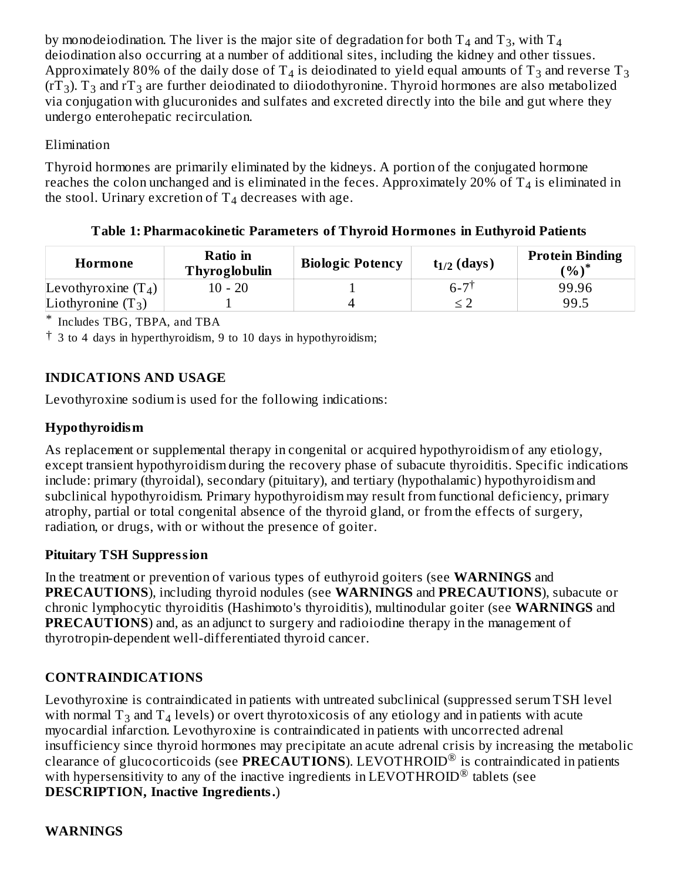by monodeiodination. The liver is the major site of degradation for both $T_4$ and $T_3$, with $T_4$ deiodination also occurring at a number of additional sites, including the kidney and other tissues. Approximately 80% of the daily dose of $T_4$ is deiodinated to yield equal amounts of $T_3$ and reverse $T_3$ ($rT_3$). $T_3$ and $rT_3$ are further deiodinated to diiodothyronine. Thyroid hormones are also metabolized via conjugation with glucuronides and sulfates and excreted directly into the bile and gut where they undergo enterohepatic recirculation.

Elimination

Thyroid hormones are primarily eliminated by the kidneys. A portion of the conjugated hormone reaches the colon unchanged and is eliminated in the feces. Approximately 20% of $T_4$ is eliminated in the stool. Urinary excretion of $T_4$ decreases with age.

**Table 1: Pharmacokinetic Parameters of Thyroid Hormones in Euthyroid Patients**

| Hormone | Ratio in Thyroglobulin | Biologic Potency | $t_{1/2}$ (days) | Protein Binding (%)* |
|---|---|---|---|---|
| Levothyroxine ($T_4$) | 10 - 20 | 1 | 6-7† | 99.96 |
| Liothyronine ($T_3$) | 1 | 4 | ≤ 2 | 99.5 |

\* Includes TBG, TBPA, and TBA

† 3 to 4 days in hyperthyroidism, 9 to 10 days in hypothyroidism;

## INDICATIONS AND USAGE

Levothyroxine sodium is used for the following indications:

### Hypothyroidism

As replacement or supplemental therapy in congenital or acquired hypothyroidism of any etiology, except transient hypothyroidism during the recovery phase of subacute thyroiditis. Specific indications include: primary (thyroidal), secondary (pituitary), and tertiary (hypothalamic) hypothyroidism and subclinical hypothyroidism. Primary hypothyroidism may result from functional deficiency, primary atrophy, partial or total congenital absence of the thyroid gland, or from the effects of surgery, radiation, or drugs, with or without the presence of goiter.

### Pituitary TSH Suppression

In the treatment or prevention of various types of euthyroid goiters (see **WARNINGS** and **PRECAUTIONS**), including thyroid nodules (see **WARNINGS** and **PRECAUTIONS**), subacute or chronic lymphocytic thyroiditis (Hashimoto's thyroiditis), multinodular goiter (see **WARNINGS** and **PRECAUTIONS**) and, as an adjunct to surgery and radioiodine therapy in the management of thyrotropin-dependent well-differentiated thyroid cancer.

## CONTRAINDICATIONS

Levothyroxine is contraindicated in patients with untreated subclinical (suppressed serum TSH level with normal $T_3$ and $T_4$ levels) or overt thyrotoxicosis of any etiology and in patients with acute myocardial infarction. Levothyroxine is contraindicated in patients with uncorrected adrenal insufficiency since thyroid hormones may precipitate an acute adrenal crisis by increasing the metabolic clearance of glucocorticoids (see **PRECAUTIONS**). LEVOTHROID® is contraindicated in patients with hypersensitivity to any of the inactive ingredients in LEVOTHROID® tablets (see **DESCRIPTION, Inactive Ingredients.**)

## WARNINGS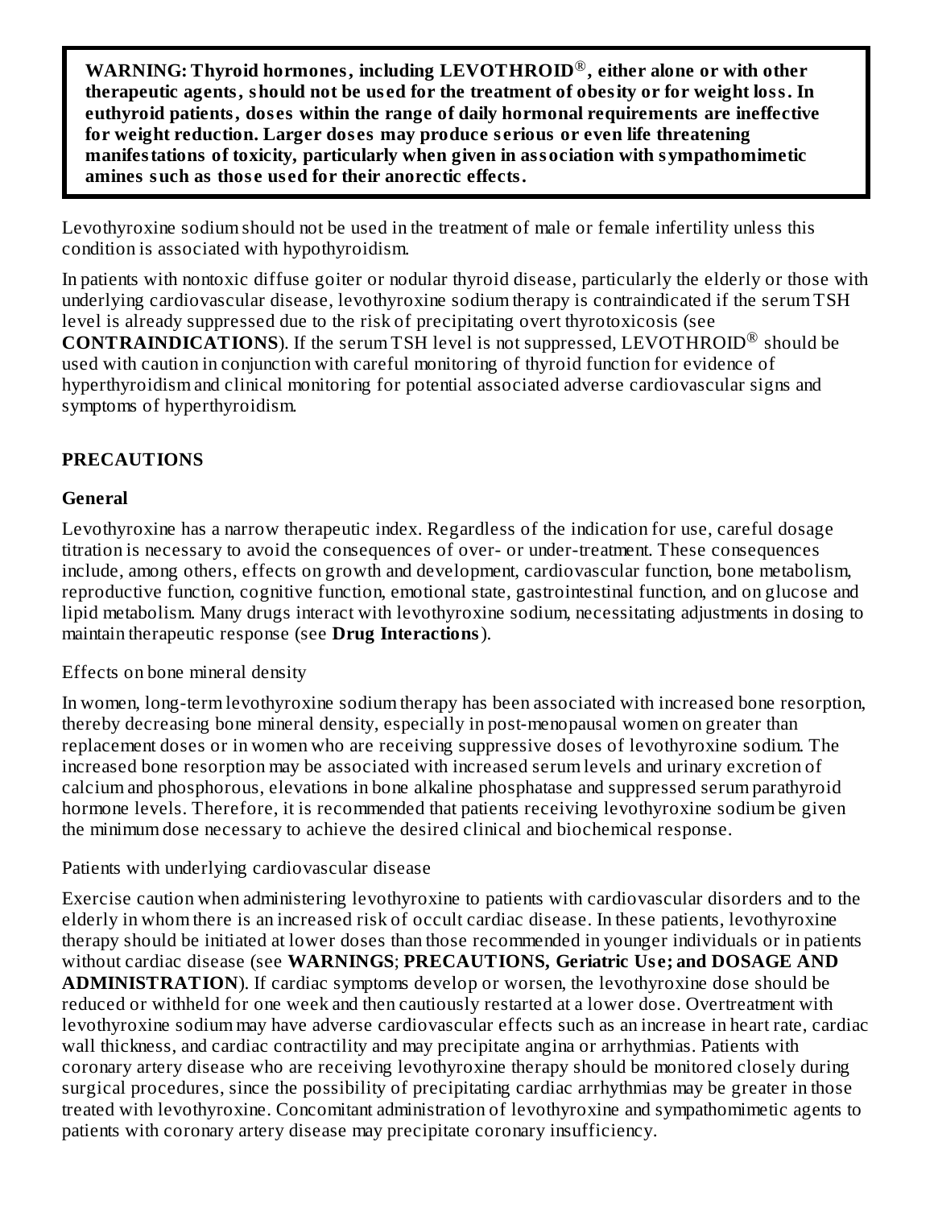**WARNING: Thyroid hormones, including LEVOTHROID®, either alone or with other therapeutic agents, should not be used for the treatment of obesity or for weight loss. In euthyroid patients, doses within the range of daily hormonal requirements are ineffective for weight reduction. Larger doses may produce serious or even life threatening manifestations of toxicity, particularly when given in association with sympathomimetic amines such as those used for their anorectic effects.**

Levothyroxine sodium should not be used in the treatment of male or female infertility unless this condition is associated with hypothyroidism.

In patients with nontoxic diffuse goiter or nodular thyroid disease, particularly the elderly or those with underlying cardiovascular disease, levothyroxine sodium therapy is contraindicated if the serum TSH level is already suppressed due to the risk of precipitating overt thyrotoxicosis (see **CONTRAINDICATIONS**). If the serum TSH level is not suppressed, LEVOTHROID® should be used with caution in conjunction with careful monitoring of thyroid function for evidence of hyperthyroidism and clinical monitoring for potential associated adverse cardiovascular signs and symptoms of hyperthyroidism.

## PRECAUTIONS

### General

Levothyroxine has a narrow therapeutic index. Regardless of the indication for use, careful dosage titration is necessary to avoid the consequences of over- or under-treatment. These consequences include, among others, effects on growth and development, cardiovascular function, bone metabolism, reproductive function, cognitive function, emotional state, gastrointestinal function, and on glucose and lipid metabolism. Many drugs interact with levothyroxine sodium, necessitating adjustments in dosing to maintain therapeutic response (see **Drug Interactions**).

Effects on bone mineral density

In women, long-term levothyroxine sodium therapy has been associated with increased bone resorption, thereby decreasing bone mineral density, especially in post-menopausal women on greater than replacement doses or in women who are receiving suppressive doses of levothyroxine sodium. The increased bone resorption may be associated with increased serum levels and urinary excretion of calcium and phosphorous, elevations in bone alkaline phosphatase and suppressed serum parathyroid hormone levels. Therefore, it is recommended that patients receiving levothyroxine sodium be given the minimum dose necessary to achieve the desired clinical and biochemical response.

Patients with underlying cardiovascular disease

Exercise caution when administering levothyroxine to patients with cardiovascular disorders and to the elderly in whom there is an increased risk of occult cardiac disease. In these patients, levothyroxine therapy should be initiated at lower doses than those recommended in younger individuals or in patients without cardiac disease (see **WARNINGS**; **PRECAUTIONS, Geriatric Use; and DOSAGE AND ADMINISTRATION**). If cardiac symptoms develop or worsen, the levothyroxine dose should be reduced or withheld for one week and then cautiously restarted at a lower dose. Overtreatment with levothyroxine sodium may have adverse cardiovascular effects such as an increase in heart rate, cardiac wall thickness, and cardiac contractility and may precipitate angina or arrhythmias. Patients with coronary artery disease who are receiving levothyroxine therapy should be monitored closely during surgical procedures, since the possibility of precipitating cardiac arrhythmias may be greater in those treated with levothyroxine. Concomitant administration of levothyroxine and sympathomimetic agents to patients with coronary artery disease may precipitate coronary insufficiency.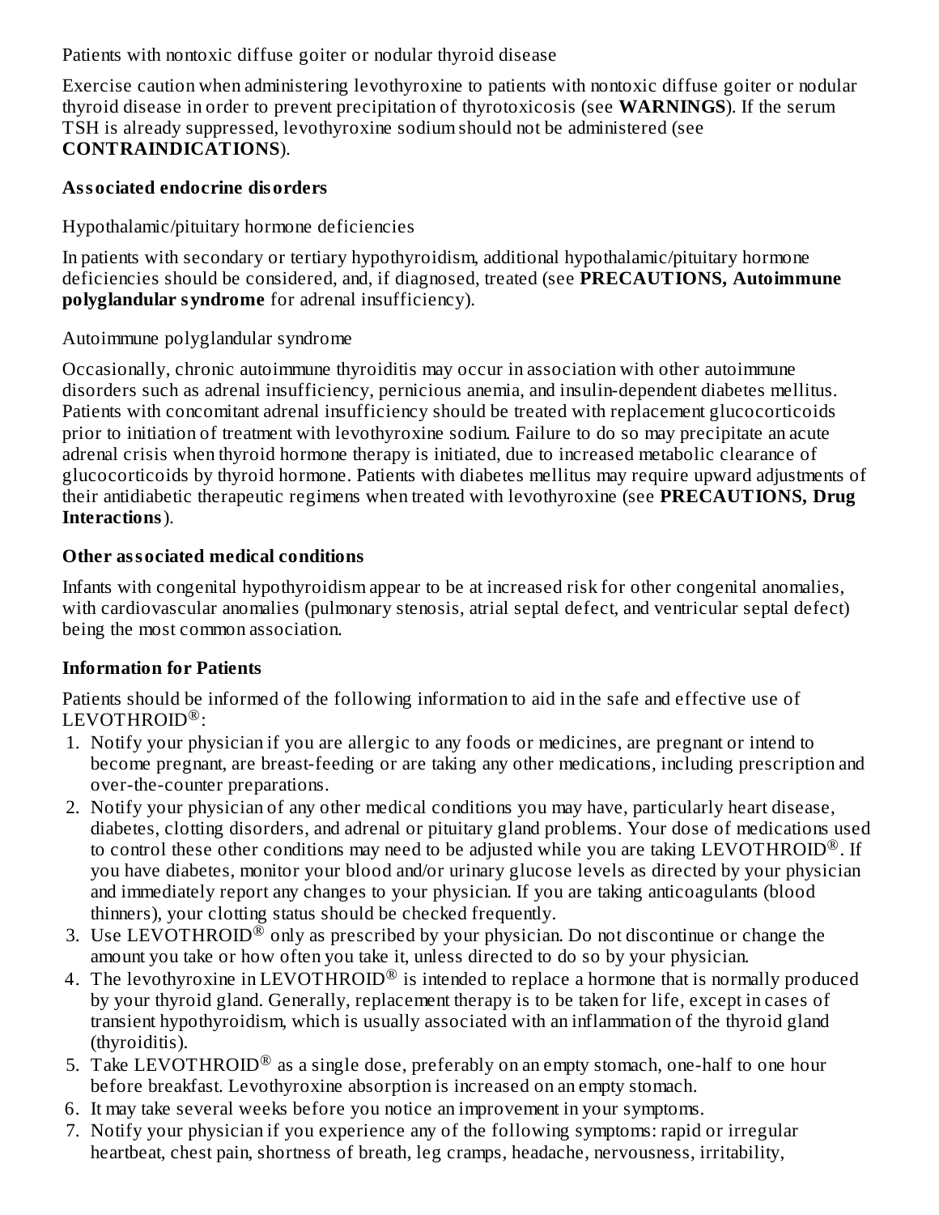Patients with nontoxic diffuse goiter or nodular thyroid disease

Exercise caution when administering levothyroxine to patients with nontoxic diffuse goiter or nodular thyroid disease in order to prevent precipitation of thyrotoxicosis (see **WARNINGS**). If the serum TSH is already suppressed, levothyroxine sodium should not be administered (see **CONTRAINDICATIONS**).

**Associated endocrine disorders**

Hypothalamic/pituitary hormone deficiencies

In patients with secondary or tertiary hypothyroidism, additional hypothalamic/pituitary hormone deficiencies should be considered, and, if diagnosed, treated (see **PRECAUTIONS, Autoimmune polyglandular syndrome** for adrenal insufficiency).

Autoimmune polyglandular syndrome

Occasionally, chronic autoimmune thyroiditis may occur in association with other autoimmune disorders such as adrenal insufficiency, pernicious anemia, and insulin-dependent diabetes mellitus. Patients with concomitant adrenal insufficiency should be treated with replacement glucocorticoids prior to initiation of treatment with levothyroxine sodium. Failure to do so may precipitate an acute adrenal crisis when thyroid hormone therapy is initiated, due to increased metabolic clearance of glucocorticoids by thyroid hormone. Patients with diabetes mellitus may require upward adjustments of their antidiabetic therapeutic regimens when treated with levothyroxine (see **PRECAUTIONS, Drug Interactions**).

**Other associated medical conditions**

Infants with congenital hypothyroidism appear to be at increased risk for other congenital anomalies, with cardiovascular anomalies (pulmonary stenosis, atrial septal defect, and ventricular septal defect) being the most common association.

**Information for Patients**

Patients should be informed of the following information to aid in the safe and effective use of LEVOTHROID®:

1. Notify your physician if you are allergic to any foods or medicines, are pregnant or intend to become pregnant, are breast-feeding or are taking any other medications, including prescription and over-the-counter preparations.
2. Notify your physician of any other medical conditions you may have, particularly heart disease, diabetes, clotting disorders, and adrenal or pituitary gland problems. Your dose of medications used to control these other conditions may need to be adjusted while you are taking LEVOTHROID®. If you have diabetes, monitor your blood and/or urinary glucose levels as directed by your physician and immediately report any changes to your physician. If you are taking anticoagulants (blood thinners), your clotting status should be checked frequently.
3. Use LEVOTHROID® only as prescribed by your physician. Do not discontinue or change the amount you take or how often you take it, unless directed to do so by your physician.
4. The levothyroxine in LEVOTHROID® is intended to replace a hormone that is normally produced by your thyroid gland. Generally, replacement therapy is to be taken for life, except in cases of transient hypothyroidism, which is usually associated with an inflammation of the thyroid gland (thyroiditis).
5. Take LEVOTHROID® as a single dose, preferably on an empty stomach, one-half to one hour before breakfast. Levothyroxine absorption is increased on an empty stomach.
6. It may take several weeks before you notice an improvement in your symptoms.
7. Notify your physician if you experience any of the following symptoms: rapid or irregular heartbeat, chest pain, shortness of breath, leg cramps, headache, nervousness, irritability,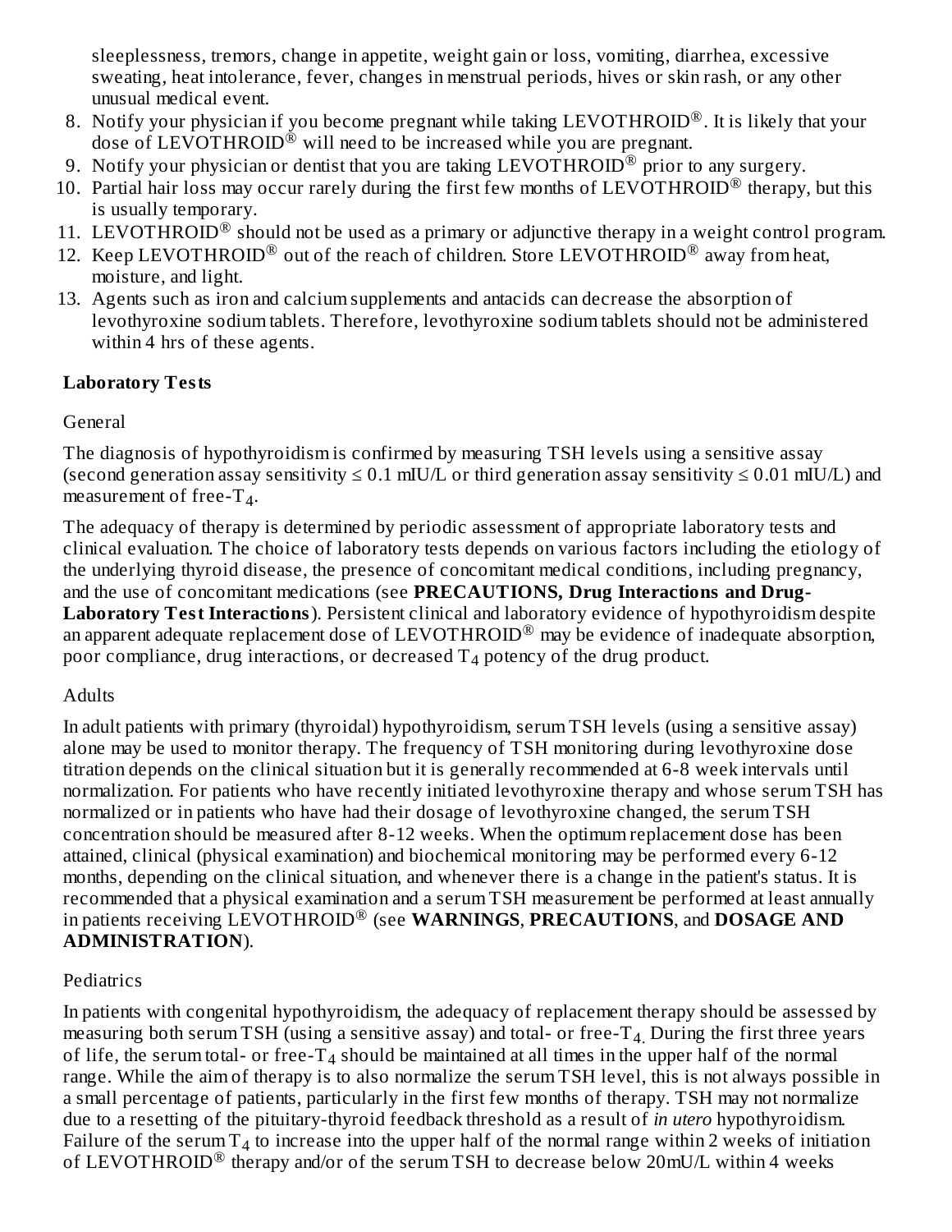sleeplessness, tremors, change in appetite, weight gain or loss, vomiting, diarrhea, excessive sweating, heat intolerance, fever, changes in menstrual periods, hives or skin rash, or any other unusual medical event.

8. Notify your physician if you become pregnant while taking LEVOTHROID®. It is likely that your dose of LEVOTHROID® will need to be increased while you are pregnant.
9. Notify your physician or dentist that you are taking LEVOTHROID® prior to any surgery.
10. Partial hair loss may occur rarely during the first few months of LEVOTHROID® therapy, but this is usually temporary.
11. LEVOTHROID® should not be used as a primary or adjunctive therapy in a weight control program.
12. Keep LEVOTHROID® out of the reach of children. Store LEVOTHROID® away from heat, moisture, and light.
13. Agents such as iron and calcium supplements and antacids can decrease the absorption of levothyroxine sodium tablets. Therefore, levothyroxine sodium tablets should not be administered within 4 hrs of these agents.

**Laboratory Tests**

General

The diagnosis of hypothyroidism is confirmed by measuring TSH levels using a sensitive assay (second generation assay sensitivity ≤ 0.1 mIU/L or third generation assay sensitivity ≤ 0.01 mIU/L) and measurement of free-$T_4$.

The adequacy of therapy is determined by periodic assessment of appropriate laboratory tests and clinical evaluation. The choice of laboratory tests depends on various factors including the etiology of the underlying thyroid disease, the presence of concomitant medical conditions, including pregnancy, and the use of concomitant medications (see **PRECAUTIONS, Drug Interactions and Drug-Laboratory Test Interactions**). Persistent clinical and laboratory evidence of hypothyroidism despite an apparent adequate replacement dose of LEVOTHROID® may be evidence of inadequate absorption, poor compliance, drug interactions, or decreased $T_4$ potency of the drug product.

Adults

In adult patients with primary (thyroidal) hypothyroidism, serum TSH levels (using a sensitive assay) alone may be used to monitor therapy. The frequency of TSH monitoring during levothyroxine dose titration depends on the clinical situation but it is generally recommended at 6-8 week intervals until normalization. For patients who have recently initiated levothyroxine therapy and whose serum TSH has normalized or in patients who have had their dosage of levothyroxine changed, the serum TSH concentration should be measured after 8-12 weeks. When the optimum replacement dose has been attained, clinical (physical examination) and biochemical monitoring may be performed every 6-12 months, depending on the clinical situation, and whenever there is a change in the patient's status. It is recommended that a physical examination and a serum TSH measurement be performed at least annually in patients receiving LEVOTHROID® (see **WARNINGS**, **PRECAUTIONS**, and **DOSAGE AND ADMINISTRATION**).

Pediatrics

In patients with congenital hypothyroidism, the adequacy of replacement therapy should be assessed by measuring both serum TSH (using a sensitive assay) and total- or free-$T_4$. During the first three years of life, the serum total- or free-$T_4$ should be maintained at all times in the upper half of the normal range. While the aim of therapy is to also normalize the serum TSH level, this is not always possible in a small percentage of patients, particularly in the first few months of therapy. TSH may not normalize due to a resetting of the pituitary-thyroid feedback threshold as a result of *in utero* hypothyroidism. Failure of the serum $T_4$ to increase into the upper half of the normal range within 2 weeks of initiation of LEVOTHROID® therapy and/or of the serum TSH to decrease below 20mU/L within 4 weeks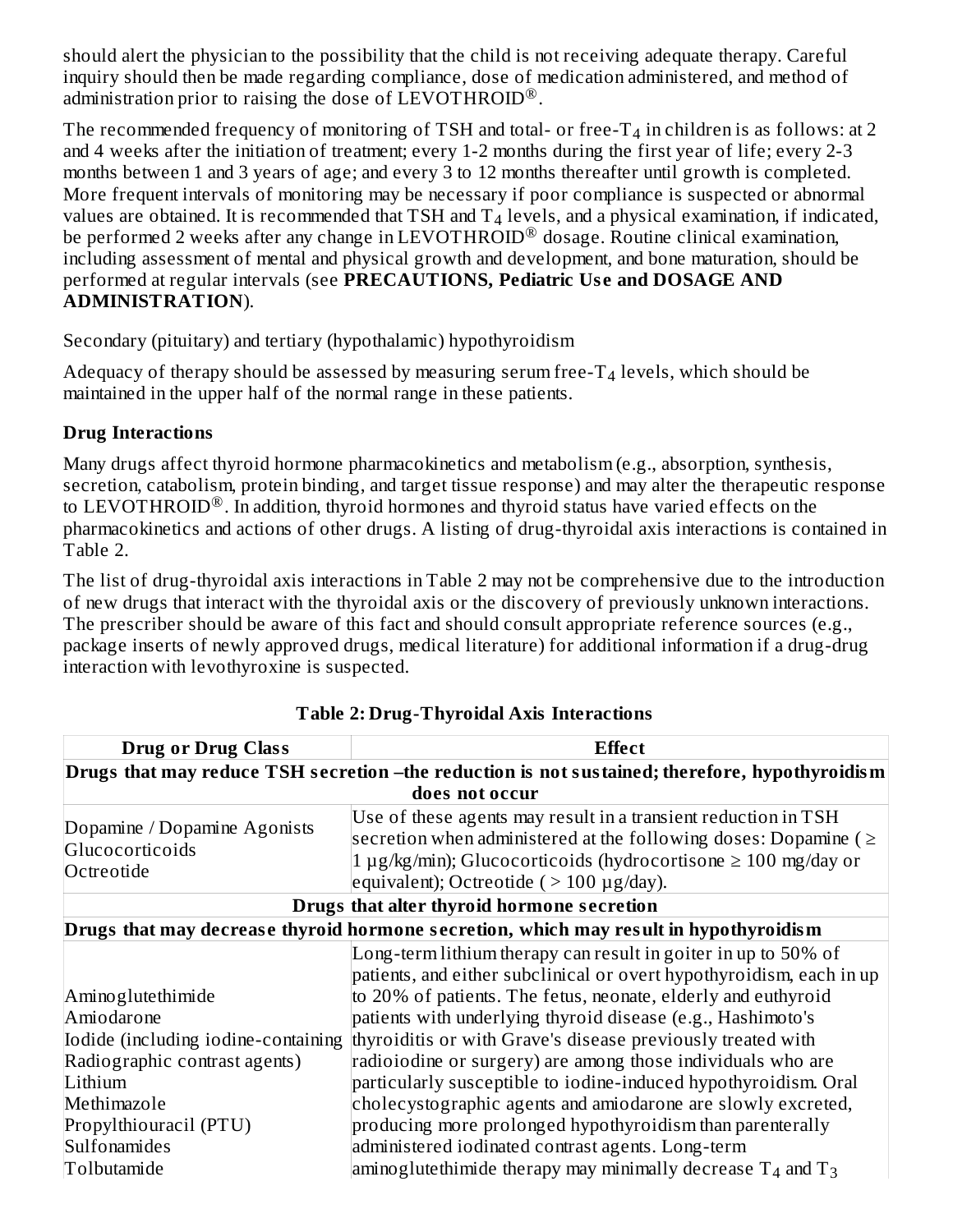should alert the physician to the possibility that the child is not receiving adequate therapy. Careful inquiry should then be made regarding compliance, dose of medication administered, and method of administration prior to raising the dose of LEVOTHROID®.

The recommended frequency of monitoring of TSH and total- or free-$T_4$ in children is as follows: at 2 and 4 weeks after the initiation of treatment; every 1-2 months during the first year of life; every 2-3 months between 1 and 3 years of age; and every 3 to 12 months thereafter until growth is completed. More frequent intervals of monitoring may be necessary if poor compliance is suspected or abnormal values are obtained. It is recommended that TSH and $T_4$ levels, and a physical examination, if indicated, be performed 2 weeks after any change in LEVOTHROID® dosage. Routine clinical examination, including assessment of mental and physical growth and development, and bone maturation, should be performed at regular intervals (see **PRECAUTIONS, Pediatric Use and DOSAGE AND ADMINISTRATION**).

Secondary (pituitary) and tertiary (hypothalamic) hypothyroidism

Adequacy of therapy should be assessed by measuring serum free-$T_4$ levels, which should be maintained in the upper half of the normal range in these patients.

### Drug Interactions

Many drugs affect thyroid hormone pharmacokinetics and metabolism (e.g., absorption, synthesis, secretion, catabolism, protein binding, and target tissue response) and may alter the therapeutic response to LEVOTHROID®. In addition, thyroid hormones and thyroid status have varied effects on the pharmacokinetics and actions of other drugs. A listing of drug-thyroidal axis interactions is contained in Table 2.

The list of drug-thyroidal axis interactions in Table 2 may not be comprehensive due to the introduction of new drugs that interact with the thyroidal axis or the discovery of previously unknown interactions. The prescriber should be aware of this fact and should consult appropriate reference sources (e.g., package inserts of newly approved drugs, medical literature) for additional information if a drug-drug interaction with levothyroxine is suspected.

**Table 2: Drug-Thyroidal Axis Interactions**

| Drug or Drug Class | Effect |
|---|---|
| **Drugs that may reduce TSH secretion –the reduction is not sustained; therefore, hypothyroidism does not occur** | |
| Dopamine / Dopamine Agonists<br>Glucocorticoids<br>Octreotide | Use of these agents may result in a transient reduction in TSH secretion when administered at the following doses: Dopamine ( ≥ 1 µg/kg/min); Glucocorticoids (hydrocortisone ≥ 100 mg/day or equivalent); Octreotide ( > 100 µg/day). |
| **Drugs that alter thyroid hormone secretion** | |
| **Drugs that may decrease thyroid hormone secretion, which may result in hypothyroidism** | |
| Aminoglutethimide<br>Amiodarone<br>Iodide (including iodine-containing Radiographic contrast agents)<br>Lithium<br>Methimazole<br>Propylthiouracil (PTU)<br>Sulfonamides<br>Tolbutamide | Long-term lithium therapy can result in goiter in up to 50% of patients, and either subclinical or overt hypothyroidism, each in up to 20% of patients. The fetus, neonate, elderly and euthyroid patients with underlying thyroid disease (e.g., Hashimoto's thyroiditis or with Grave's disease previously treated with radioiodine or surgery) are among those individuals who are particularly susceptible to iodine-induced hypothyroidism. Oral cholecystographic agents and amiodarone are slowly excreted, producing more prolonged hypothyroidism than parenterally administered iodinated contrast agents. Long-term aminoglutethimide therapy may minimally decrease $T_4$ and $T_3$ |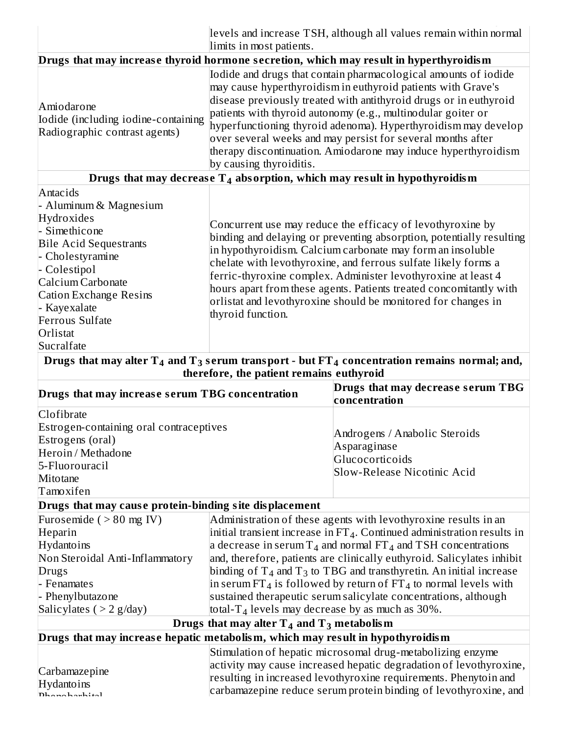| | |
|---|---|
| | levels and increase TSH, although all values remain within normal limits in most patients. |
| **Drugs that may increase thyroid hormone secretion, which may result in hyperthyroidism** | |
| Amiodarone<br>Iodide (including iodine-containing Radiographic contrast agents) | Iodide and drugs that contain pharmacological amounts of iodide may cause hyperthyroidism in euthyroid patients with Grave's disease previously treated with antithyroid drugs or in euthyroid patients with thyroid autonomy (e.g., multinodular goiter or hyperfunctioning thyroid adenoma). Hyperthyroidism may develop over several weeks and may persist for several months after therapy discontinuation. Amiodarone may induce hyperthyroidism by causing thyroiditis. |
| **Drugs that may decrease $T_4$ absorption, which may result in hypothyroidism** | |
| Antacids<br>- Aluminum & Magnesium Hydroxides<br>- Simethicone<br>Bile Acid Sequestrants<br>- Cholestyramine<br>- Colestipol<br>Calcium Carbonate<br>Cation Exchange Resins<br>- Kayexalate<br>Ferrous Sulfate<br>Orlistat<br>Sucralfate | Concurrent use may reduce the efficacy of levothyroxine by binding and delaying or preventing absorption, potentially resulting in hypothyroidism. Calcium carbonate may form an insoluble chelate with levothyroxine, and ferrous sulfate likely forms a ferric-thyroxine complex. Administer levothyroxine at least 4 hours apart from these agents. Patients treated concomitantly with orlistat and levothyroxine should be monitored for changes in thyroid function. |
| **Drugs that may alter $T_4$ and $T_3$ serum transport - but $FT_4$ concentration remains normal; and, therefore, the patient remains euthyroid** | |
| **Drugs that may increase serum TBG concentration** | **Drugs that may decrease serum TBG concentration** |
| Clofibrate<br>Estrogen-containing oral contraceptives<br>Estrogens (oral)<br>Heroin / Methadone<br>5-Fluorouracil<br>Mitotane<br>Tamoxifen | Androgens / Anabolic Steroids<br>Asparaginase<br>Glucocorticoids<br>Slow-Release Nicotinic Acid |
| **Drugs that may cause protein-binding site displacement** | |
| Furosemide ( > 80 mg IV)<br>Heparin<br>Hydantoins<br>Non Steroidal Anti-Inflammatory Drugs<br>- Fenamates<br>- Phenylbutazone<br>Salicylates ( > 2 g/day) | Administration of these agents with levothyroxine results in an initial transient increase in $FT_4$. Continued administration results in a decrease in serum $T_4$ and normal $FT_4$ and TSH concentrations and, therefore, patients are clinically euthyroid. Salicylates inhibit binding of $T_4$ and $T_3$ to TBG and transthyretin. An initial increase in serum $FT_4$ is followed by return of $FT_4$ to normal levels with sustained therapeutic serum salicylate concentrations, although total-$T_4$ levels may decrease by as much as 30%. |
| **Drugs that may alter $T_4$ and $T_3$ metabolism** | |
| **Drugs that may increase hepatic metabolism, which may result in hypothyroidism** | |
| Carbamazepine<br>Hydantoins<br>Phenobarbital | Stimulation of hepatic microsomal drug-metabolizing enzyme activity may cause increased hepatic degradation of levothyroxine, resulting in increased levothyroxine requirements. Phenytoin and carbamazepine reduce serum protein binding of levothyroxine, and |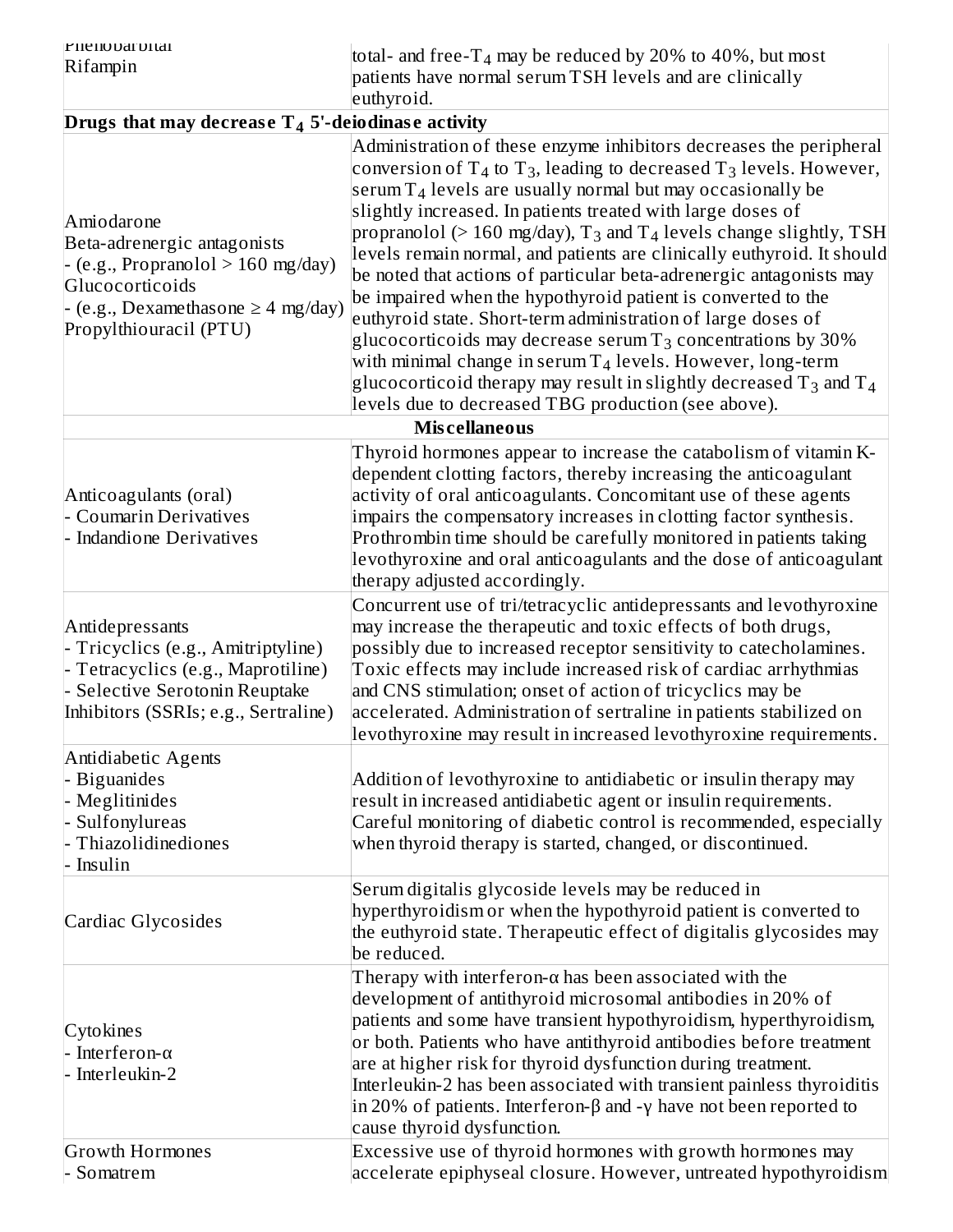| | |
|---|---|
| Phenobarbital<br>Rifampin | total- and free-$T_4$ may be reduced by 20% to 40%, but most patients have normal serum TSH levels and are clinically euthyroid. |
| **Drugs that may decrease $T_4$ 5'-deiodinase activity** | |
| Amiodarone<br>Beta-adrenergic antagonists<br>- (e.g., Propranolol > 160 mg/day)<br>Glucocorticoids<br>- (e.g., Dexamethasone ≥ 4 mg/day)<br>Propylthiouracil (PTU) | Administration of these enzyme inhibitors decreases the peripheral conversion of $T_4$ to $T_3$, leading to decreased $T_3$ levels. However, serum $T_4$ levels are usually normal but may occasionally be slightly increased. In patients treated with large doses of propranolol (> 160 mg/day), $T_3$ and $T_4$ levels change slightly, TSH levels remain normal, and patients are clinically euthyroid. It should be noted that actions of particular beta-adrenergic antagonists may be impaired when the hypothyroid patient is converted to the euthyroid state. Short-term administration of large doses of glucocorticoids may decrease serum $T_3$ concentrations by 30% with minimal change in serum $T_4$ levels. However, long-term glucocorticoid therapy may result in slightly decreased $T_3$ and $T_4$ levels due to decreased TBG production (see above). |
| **Miscellaneous** | |
| Anticoagulants (oral)<br>- Coumarin Derivatives<br>- Indandione Derivatives | Thyroid hormones appear to increase the catabolism of vitamin K-dependent clotting factors, thereby increasing the anticoagulant activity of oral anticoagulants. Concomitant use of these agents impairs the compensatory increases in clotting factor synthesis. Prothrombin time should be carefully monitored in patients taking levothyroxine and oral anticoagulants and the dose of anticoagulant therapy adjusted accordingly. |
| Antidepressants<br>- Tricyclics (e.g., Amitriptyline)<br>- Tetracyclics (e.g., Maprotiline)<br>- Selective Serotonin Reuptake Inhibitors (SSRIs; e.g., Sertraline) | Concurrent use of tri/tetracyclic antidepressants and levothyroxine may increase the therapeutic and toxic effects of both drugs, possibly due to increased receptor sensitivity to catecholamines. Toxic effects may include increased risk of cardiac arrhythmias and CNS stimulation; onset of action of tricyclics may be accelerated. Administration of sertraline in patients stabilized on levothyroxine may result in increased levothyroxine requirements. |
| Antidiabetic Agents<br>- Biguanides<br>- Meglitinides<br>- Sulfonylureas<br>- Thiazolidinediones<br>- Insulin | Addition of levothyroxine to antidiabetic or insulin therapy may result in increased antidiabetic agent or insulin requirements. Careful monitoring of diabetic control is recommended, especially when thyroid therapy is started, changed, or discontinued. |
| Cardiac Glycosides | Serum digitalis glycoside levels may be reduced in hyperthyroidism or when the hypothyroid patient is converted to the euthyroid state. Therapeutic effect of digitalis glycosides may be reduced. |
| Cytokines<br>- Interferon-α<br>- Interleukin-2 | Therapy with interferon-α has been associated with the development of antithyroid microsomal antibodies in 20% of patients and some have transient hypothyroidism, hyperthyroidism, or both. Patients who have antithyroid antibodies before treatment are at higher risk for thyroid dysfunction during treatment. Interleukin-2 has been associated with transient painless thyroiditis in 20% of patients. Interferon-β and -γ have not been reported to cause thyroid dysfunction. |
| Growth Hormones<br>- Somatrem | Excessive use of thyroid hormones with growth hormones may accelerate epiphyseal closure. However, untreated hypothyroidism |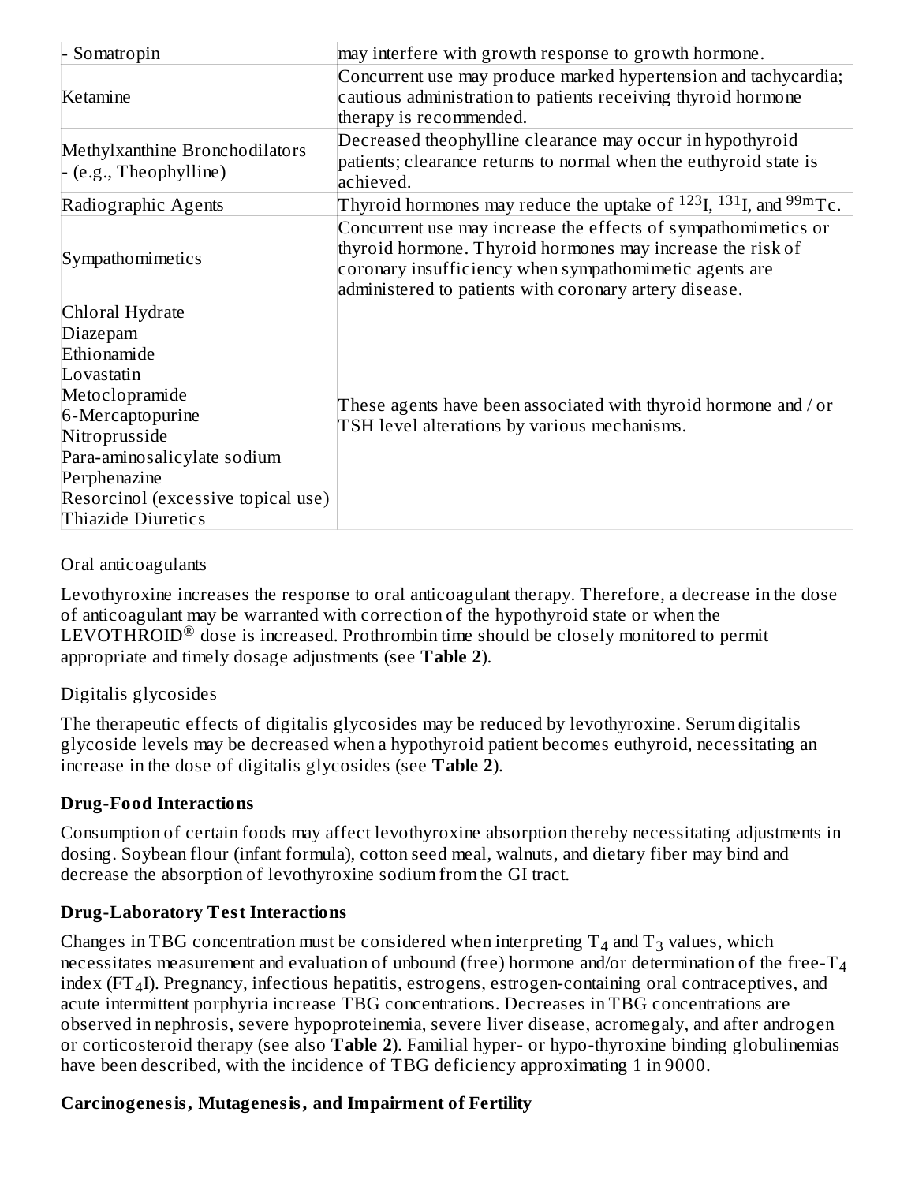| | |
|---|---|
| - Somatropin | may interfere with growth response to growth hormone. |
| Ketamine | Concurrent use may produce marked hypertension and tachycardia; cautious administration to patients receiving thyroid hormone therapy is recommended. |
| Methylxanthine Bronchodilators - (e.g., Theophylline) | Decreased theophylline clearance may occur in hypothyroid patients; clearance returns to normal when the euthyroid state is achieved. |
| Radiographic Agents | Thyroid hormones may reduce the uptake of $^{123}I$, $^{131}I$, and $^{99m}Tc$. |
| Sympathomimetics | Concurrent use may increase the effects of sympathomimetics or thyroid hormone. Thyroid hormones may increase the risk of coronary insufficiency when sympathomimetic agents are administered to patients with coronary artery disease. |
| Chloral Hydrate<br>Diazepam<br>Ethionamide<br>Lovastatin<br>Metoclopramide<br>6-Mercaptopurine<br>Nitroprusside<br>Para-aminosalicylate sodium<br>Perphenazine<br>Resorcinol (excessive topical use)<br>Thiazide Diuretics | These agents have been associated with thyroid hormone and / or TSH level alterations by various mechanisms. |

Oral anticoagulants

Levothyroxine increases the response to oral anticoagulant therapy. Therefore, a decrease in the dose of anticoagulant may be warranted with correction of the hypothyroid state or when the LEVOTHROID® dose is increased. Prothrombin time should be closely monitored to permit appropriate and timely dosage adjustments (see **Table 2**).

Digitalis glycosides

The therapeutic effects of digitalis glycosides may be reduced by levothyroxine. Serum digitalis glycoside levels may be decreased when a hypothyroid patient becomes euthyroid, necessitating an increase in the dose of digitalis glycosides (see **Table 2**).

**Drug-Food Interactions**

Consumption of certain foods may affect levothyroxine absorption thereby necessitating adjustments in dosing. Soybean flour (infant formula), cotton seed meal, walnuts, and dietary fiber may bind and decrease the absorption of levothyroxine sodium from the GI tract.

**Drug-Laboratory Test Interactions**

Changes in TBG concentration must be considered when interpreting $T_4$ and $T_3$ values, which necessitates measurement and evaluation of unbound (free) hormone and/or determination of the free-$T_4$ index ($FT_4I$). Pregnancy, infectious hepatitis, estrogens, estrogen-containing oral contraceptives, and acute intermittent porphyria increase TBG concentrations. Decreases in TBG concentrations are observed in nephrosis, severe hypoproteinemia, severe liver disease, acromegaly, and after androgen or corticosteroid therapy (see also **Table 2**). Familial hyper- or hypo-thyroxine binding globulinemias have been described, with the incidence of TBG deficiency approximating 1 in 9000.

**Carcinogenesis, Mutagenesis, and Impairment of Fertility**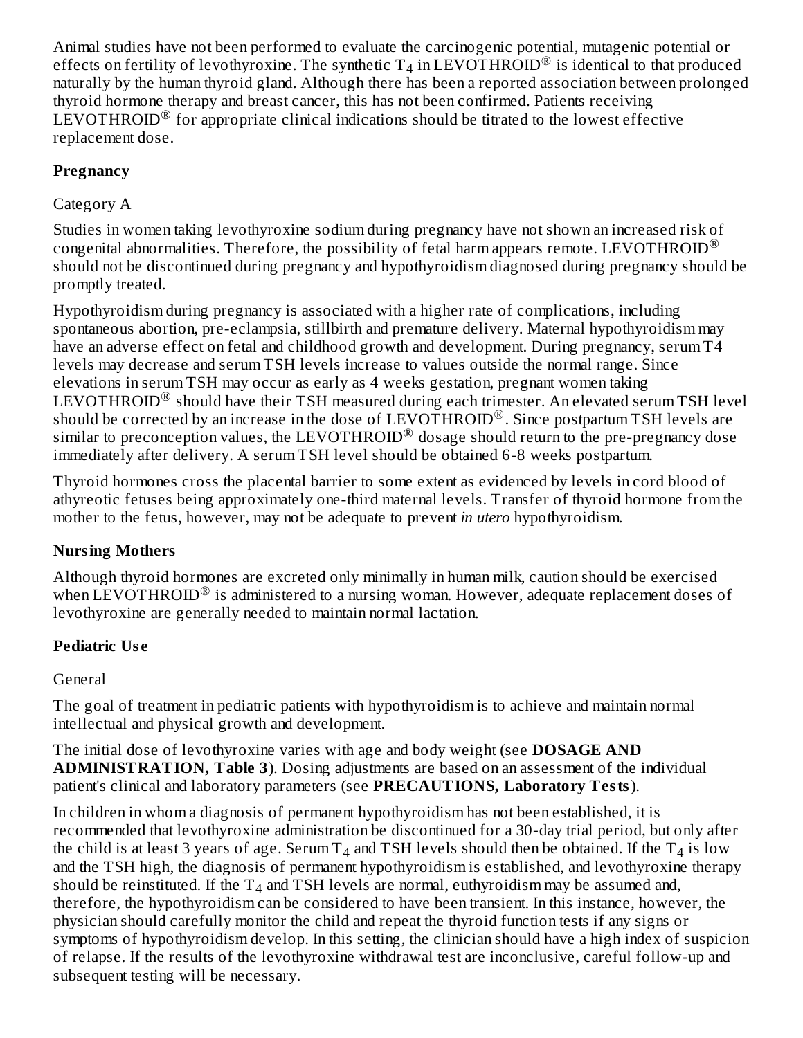Animal studies have not been performed to evaluate the carcinogenic potential, mutagenic potential or effects on fertility of levothyroxine. The synthetic $T_4$ in LEVOTHROID® is identical to that produced naturally by the human thyroid gland. Although there has been a reported association between prolonged thyroid hormone therapy and breast cancer, this has not been confirmed. Patients receiving LEVOTHROID® for appropriate clinical indications should be titrated to the lowest effective replacement dose.

**Pregnancy**

Category A

Studies in women taking levothyroxine sodium during pregnancy have not shown an increased risk of congenital abnormalities. Therefore, the possibility of fetal harm appears remote. LEVOTHROID® should not be discontinued during pregnancy and hypothyroidism diagnosed during pregnancy should be promptly treated.

Hypothyroidism during pregnancy is associated with a higher rate of complications, including spontaneous abortion, pre-eclampsia, stillbirth and premature delivery. Maternal hypothyroidism may have an adverse effect on fetal and childhood growth and development. During pregnancy, serum T4 levels may decrease and serum TSH levels increase to values outside the normal range. Since elevations in serum TSH may occur as early as 4 weeks gestation, pregnant women taking LEVOTHROID® should have their TSH measured during each trimester. An elevated serum TSH level should be corrected by an increase in the dose of LEVOTHROID®. Since postpartum TSH levels are similar to preconception values, the LEVOTHROID® dosage should return to the pre-pregnancy dose immediately after delivery. A serum TSH level should be obtained 6-8 weeks postpartum.

Thyroid hormones cross the placental barrier to some extent as evidenced by levels in cord blood of athyreotic fetuses being approximately one-third maternal levels. Transfer of thyroid hormone from the mother to the fetus, however, may not be adequate to prevent *in utero* hypothyroidism.

**Nursing Mothers**

Although thyroid hormones are excreted only minimally in human milk, caution should be exercised when LEVOTHROID® is administered to a nursing woman. However, adequate replacement doses of levothyroxine are generally needed to maintain normal lactation.

**Pediatric Use**

General

The goal of treatment in pediatric patients with hypothyroidism is to achieve and maintain normal intellectual and physical growth and development.

The initial dose of levothyroxine varies with age and body weight (see **DOSAGE AND ADMINISTRATION, Table 3**). Dosing adjustments are based on an assessment of the individual patient's clinical and laboratory parameters (see **PRECAUTIONS, Laboratory Tests**).

In children in whom a diagnosis of permanent hypothyroidism has not been established, it is recommended that levothyroxine administration be discontinued for a 30-day trial period, but only after the child is at least 3 years of age. Serum $T_4$ and TSH levels should then be obtained. If the $T_4$ is low and the TSH high, the diagnosis of permanent hypothyroidism is established, and levothyroxine therapy should be reinstituted. If the $T_4$ and TSH levels are normal, euthyroidism may be assumed and, therefore, the hypothyroidism can be considered to have been transient. In this instance, however, the physician should carefully monitor the child and repeat the thyroid function tests if any signs or symptoms of hypothyroidism develop. In this setting, the clinician should have a high index of suspicion of relapse. If the results of the levothyroxine withdrawal test are inconclusive, careful follow-up and subsequent testing will be necessary.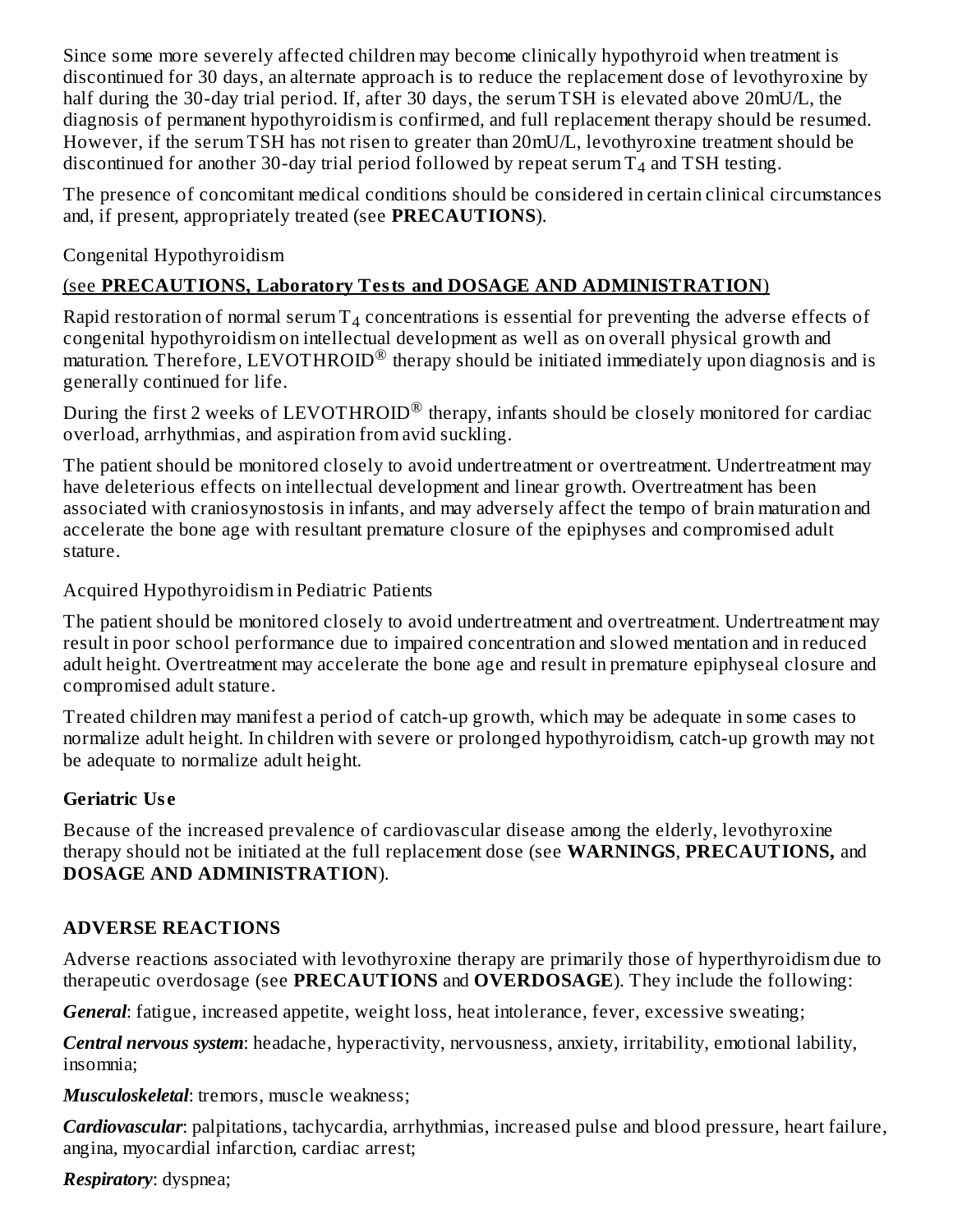Since some more severely affected children may become clinically hypothyroid when treatment is discontinued for 30 days, an alternate approach is to reduce the replacement dose of levothyroxine by half during the 30-day trial period. If, after 30 days, the serum TSH is elevated above 20mU/L, the diagnosis of permanent hypothyroidism is confirmed, and full replacement therapy should be resumed. However, if the serum TSH has not risen to greater than 20mU/L, levothyroxine treatment should be discontinued for another 30-day trial period followed by repeat serum $T_4$ and TSH testing.

The presence of concomitant medical conditions should be considered in certain clinical circumstances and, if present, appropriately treated (see **PRECAUTIONS**).

Congenital Hypothyroidism

(see **PRECAUTIONS, Laboratory Tests and DOSAGE AND ADMINISTRATION**)

Rapid restoration of normal serum $T_4$ concentrations is essential for preventing the adverse effects of congenital hypothyroidism on intellectual development as well as on overall physical growth and maturation. Therefore, LEVOTHROID® therapy should be initiated immediately upon diagnosis and is generally continued for life.

During the first 2 weeks of LEVOTHROID® therapy, infants should be closely monitored for cardiac overload, arrhythmias, and aspiration from avid suckling.

The patient should be monitored closely to avoid undertreatment or overtreatment. Undertreatment may have deleterious effects on intellectual development and linear growth. Overtreatment has been associated with craniosynostosis in infants, and may adversely affect the tempo of brain maturation and accelerate the bone age with resultant premature closure of the epiphyses and compromised adult stature.

Acquired Hypothyroidism in Pediatric Patients

The patient should be monitored closely to avoid undertreatment and overtreatment. Undertreatment may result in poor school performance due to impaired concentration and slowed mentation and in reduced adult height. Overtreatment may accelerate the bone age and result in premature epiphyseal closure and compromised adult stature.

Treated children may manifest a period of catch-up growth, which may be adequate in some cases to normalize adult height. In children with severe or prolonged hypothyroidism, catch-up growth may not be adequate to normalize adult height.

**Geriatric Use**

Because of the increased prevalence of cardiovascular disease among the elderly, levothyroxine therapy should not be initiated at the full replacement dose (see **WARNINGS**, **PRECAUTIONS,** and **DOSAGE AND ADMINISTRATION**).

## ADVERSE REACTIONS

Adverse reactions associated with levothyroxine therapy are primarily those of hyperthyroidism due to therapeutic overdosage (see **PRECAUTIONS** and **OVERDOSAGE**). They include the following:

***General***: fatigue, increased appetite, weight loss, heat intolerance, fever, excessive sweating;

***Central nervous system***: headache, hyperactivity, nervousness, anxiety, irritability, emotional lability, insomnia;

***Musculoskeletal***: tremors, muscle weakness;

***Cardiovascular***: palpitations, tachycardia, arrhythmias, increased pulse and blood pressure, heart failure, angina, myocardial infarction, cardiac arrest;

***Respiratory***: dyspnea;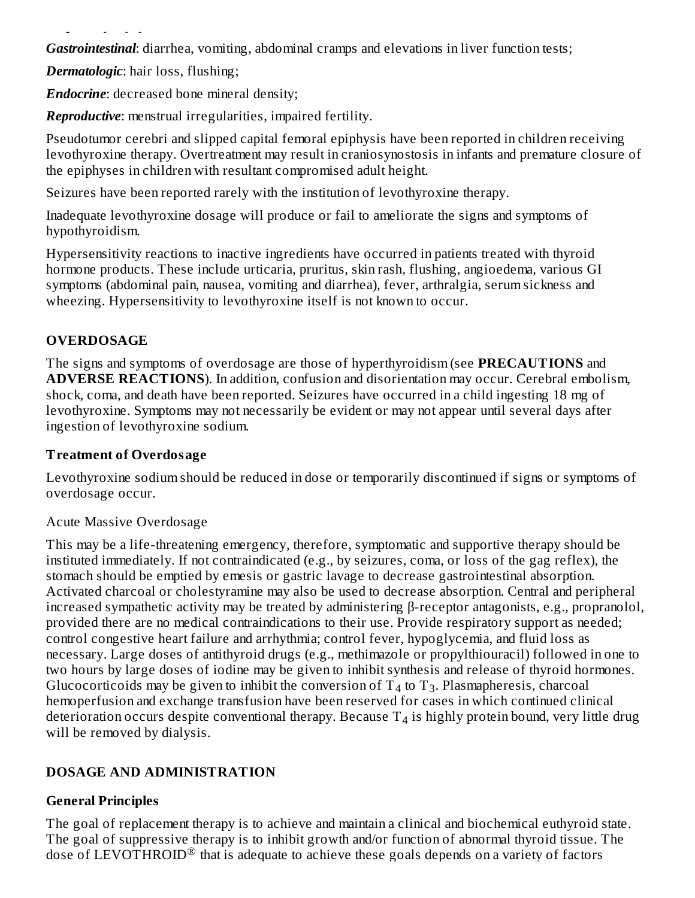***Gastrointestinal***: diarrhea, vomiting, abdominal cramps and elevations in liver function tests;

***Dermatologic***: hair loss, flushing;

***Endocrine***: decreased bone mineral density;

***Reproductive***: menstrual irregularities, impaired fertility.

Pseudotumor cerebri and slipped capital femoral epiphysis have been reported in children receiving levothyroxine therapy. Overtreatment may result in craniosynostosis in infants and premature closure of the epiphyses in children with resultant compromised adult height.

Seizures have been reported rarely with the institution of levothyroxine therapy.

Inadequate levothyroxine dosage will produce or fail to ameliorate the signs and symptoms of hypothyroidism.

Hypersensitivity reactions to inactive ingredients have occurred in patients treated with thyroid hormone products. These include urticaria, pruritus, skin rash, flushing, angioedema, various GI symptoms (abdominal pain, nausea, vomiting and diarrhea), fever, arthralgia, serum sickness and wheezing. Hypersensitivity to levothyroxine itself is not known to occur.

## OVERDOSAGE

The signs and symptoms of overdosage are those of hyperthyroidism (see **PRECAUTIONS** and **ADVERSE REACTIONS**). In addition, confusion and disorientation may occur. Cerebral embolism, shock, coma, and death have been reported. Seizures have occurred in a child ingesting 18 mg of levothyroxine. Symptoms may not necessarily be evident or may not appear until several days after ingestion of levothyroxine sodium.

### Treatment of Overdosage

Levothyroxine sodium should be reduced in dose or temporarily discontinued if signs or symptoms of overdosage occur.

Acute Massive Overdosage

This may be a life-threatening emergency, therefore, symptomatic and supportive therapy should be instituted immediately. If not contraindicated (e.g., by seizures, coma, or loss of the gag reflex), the stomach should be emptied by emesis or gastric lavage to decrease gastrointestinal absorption. Activated charcoal or cholestyramine may also be used to decrease absorption. Central and peripheral increased sympathetic activity may be treated by administering β-receptor antagonists, e.g., propranolol, provided there are no medical contraindications to their use. Provide respiratory support as needed; control congestive heart failure and arrhythmia; control fever, hypoglycemia, and fluid loss as necessary. Large doses of antithyroid drugs (e.g., methimazole or propylthiouracil) followed in one to two hours by large doses of iodine may be given to inhibit synthesis and release of thyroid hormones. Glucocorticoids may be given to inhibit the conversion of $T_4$ to $T_3$. Plasmapheresis, charcoal hemoperfusion and exchange transfusion have been reserved for cases in which continued clinical deterioration occurs despite conventional therapy. Because $T_4$ is highly protein bound, very little drug will be removed by dialysis.

## DOSAGE AND ADMINISTRATION

### General Principles

The goal of replacement therapy is to achieve and maintain a clinical and biochemical euthyroid state. The goal of suppressive therapy is to inhibit growth and/or function of abnormal thyroid tissue. The dose of LEVOTHROID® that is adequate to achieve these goals depends on a variety of factors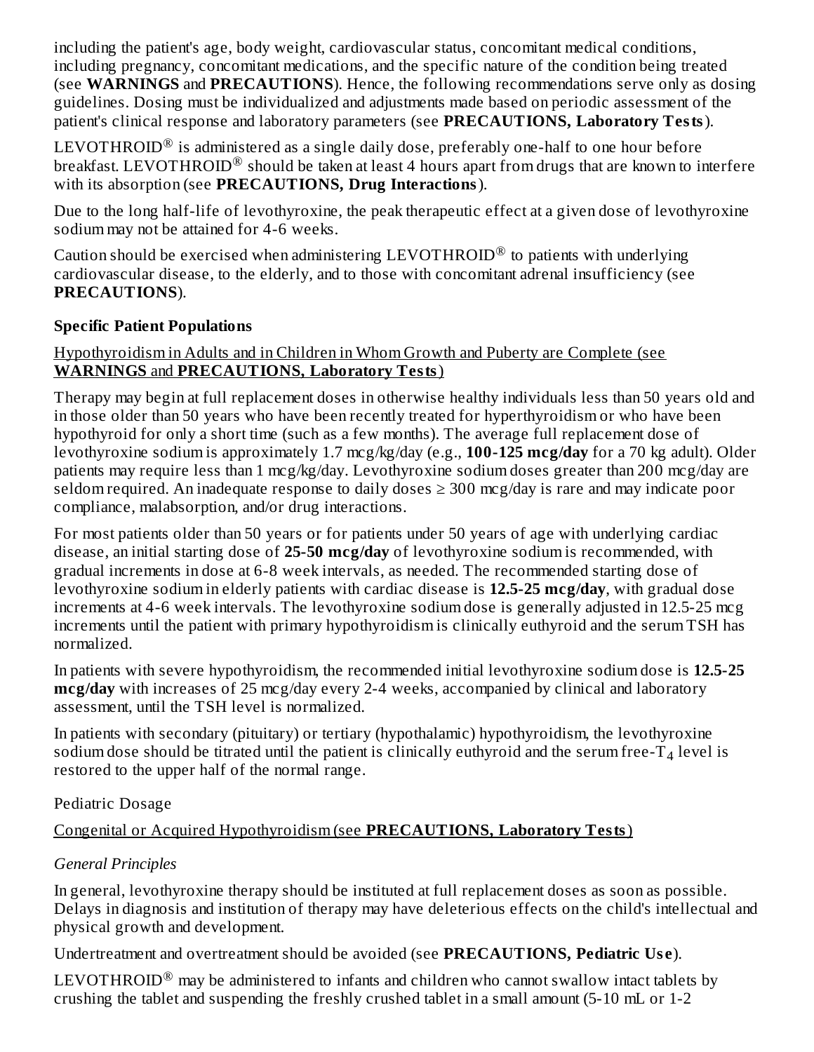including the patient's age, body weight, cardiovascular status, concomitant medical conditions, including pregnancy, concomitant medications, and the specific nature of the condition being treated (see **WARNINGS** and **PRECAUTIONS**). Hence, the following recommendations serve only as dosing guidelines. Dosing must be individualized and adjustments made based on periodic assessment of the patient's clinical response and laboratory parameters (see **PRECAUTIONS, Laboratory Tests**).

LEVOTHROID® is administered as a single daily dose, preferably one-half to one hour before breakfast. LEVOTHROID® should be taken at least 4 hours apart from drugs that are known to interfere with its absorption (see **PRECAUTIONS, Drug Interactions**).

Due to the long half-life of levothyroxine, the peak therapeutic effect at a given dose of levothyroxine sodium may not be attained for 4-6 weeks.

Caution should be exercised when administering LEVOTHROID® to patients with underlying cardiovascular disease, to the elderly, and to those with concomitant adrenal insufficiency (see **PRECAUTIONS**).

**Specific Patient Populations**

Hypothyroidism in Adults and in Children in Whom Growth and Puberty are Complete (see **WARNINGS** and **PRECAUTIONS, Laboratory Tests**)

Therapy may begin at full replacement doses in otherwise healthy individuals less than 50 years old and in those older than 50 years who have been recently treated for hyperthyroidism or who have been hypothyroid for only a short time (such as a few months). The average full replacement dose of levothyroxine sodium is approximately 1.7 mcg/kg/day (e.g., **100-125 mcg/day** for a 70 kg adult). Older patients may require less than 1 mcg/kg/day. Levothyroxine sodium doses greater than 200 mcg/day are seldom required. An inadequate response to daily doses ≥ 300 mcg/day is rare and may indicate poor compliance, malabsorption, and/or drug interactions.

For most patients older than 50 years or for patients under 50 years of age with underlying cardiac disease, an initial starting dose of **25-50 mcg/day** of levothyroxine sodium is recommended, with gradual increments in dose at 6-8 week intervals, as needed. The recommended starting dose of levothyroxine sodium in elderly patients with cardiac disease is **12.5-25 mcg/day**, with gradual dose increments at 4-6 week intervals. The levothyroxine sodium dose is generally adjusted in 12.5-25 mcg increments until the patient with primary hypothyroidism is clinically euthyroid and the serum TSH has normalized.

In patients with severe hypothyroidism, the recommended initial levothyroxine sodium dose is **12.5-25 mcg/day** with increases of 25 mcg/day every 2-4 weeks, accompanied by clinical and laboratory assessment, until the TSH level is normalized.

In patients with secondary (pituitary) or tertiary (hypothalamic) hypothyroidism, the levothyroxine sodium dose should be titrated until the patient is clinically euthyroid and the serum free-$T_4$ level is restored to the upper half of the normal range.

Pediatric Dosage

Congenital or Acquired Hypothyroidism (see **PRECAUTIONS, Laboratory Tests**)

*General Principles*

In general, levothyroxine therapy should be instituted at full replacement doses as soon as possible. Delays in diagnosis and institution of therapy may have deleterious effects on the child's intellectual and physical growth and development.

Undertreatment and overtreatment should be avoided (see **PRECAUTIONS, Pediatric Use**).

LEVOTHROID® may be administered to infants and children who cannot swallow intact tablets by crushing the tablet and suspending the freshly crushed tablet in a small amount (5-10 mL or 1-2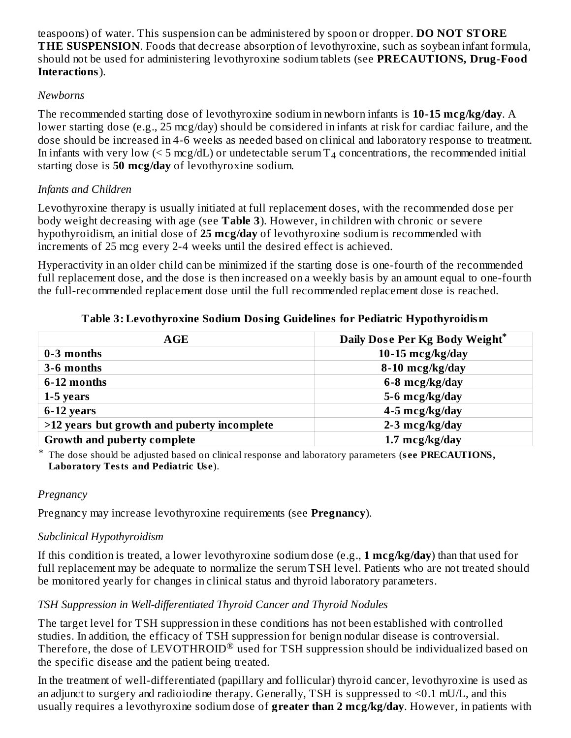teaspoons) of water. This suspension can be administered by spoon or dropper. **DO NOT STORE THE SUSPENSION**. Foods that decrease absorption of levothyroxine, such as soybean infant formula, should not be used for administering levothyroxine sodium tablets (see **PRECAUTIONS, Drug-Food Interactions**).

*Newborns*

The recommended starting dose of levothyroxine sodium in newborn infants is **10-15 mcg/kg/day**. A lower starting dose (e.g., 25 mcg/day) should be considered in infants at risk for cardiac failure, and the dose should be increased in 4-6 weeks as needed based on clinical and laboratory response to treatment. In infants with very low (< 5 mcg/dL) or undetectable serum $T_4$ concentrations, the recommended initial starting dose is **50 mcg/day** of levothyroxine sodium.

*Infants and Children*

Levothyroxine therapy is usually initiated at full replacement doses, with the recommended dose per body weight decreasing with age (see **Table 3**). However, in children with chronic or severe hypothyroidism, an initial dose of **25 mcg/day** of levothyroxine sodium is recommended with increments of 25 mcg every 2-4 weeks until the desired effect is achieved.

Hyperactivity in an older child can be minimized if the starting dose is one-fourth of the recommended full replacement dose, and the dose is then increased on a weekly basis by an amount equal to one-fourth the full-recommended replacement dose until the full recommended replacement dose is reached.

**Table 3: Levothyroxine Sodium Dosing Guidelines for Pediatric Hypothyroidism**

| AGE | Daily Dose Per Kg Body Weight* |
|---|---|
| **0-3 months** | **10-15 mcg/kg/day** |
| **3-6 months** | **8-10 mcg/kg/day** |
| **6-12 months** | **6-8 mcg/kg/day** |
| **1-5 years** | **5-6 mcg/kg/day** |
| **6-12 years** | **4-5 mcg/kg/day** |
| **>12 years but growth and puberty incomplete** | **2-3 mcg/kg/day** |
| **Growth and puberty complete** | **1.7 mcg/kg/day** |

\* The dose should be adjusted based on clinical response and laboratory parameters (**see PRECAUTIONS, Laboratory Tests and Pediatric Use**).

*Pregnancy*

Pregnancy may increase levothyroxine requirements (see **Pregnancy**).

*Subclinical Hypothyroidism*

If this condition is treated, a lower levothyroxine sodium dose (e.g., **1 mcg/kg/day**) than that used for full replacement may be adequate to normalize the serum TSH level. Patients who are not treated should be monitored yearly for changes in clinical status and thyroid laboratory parameters.

*TSH Suppression in Well-differentiated Thyroid Cancer and Thyroid Nodules*

The target level for TSH suppression in these conditions has not been established with controlled studies. In addition, the efficacy of TSH suppression for benign nodular disease is controversial. Therefore, the dose of LEVOTHROID® used for TSH suppression should be individualized based on the specific disease and the patient being treated.

In the treatment of well-differentiated (papillary and follicular) thyroid cancer, levothyroxine is used as an adjunct to surgery and radioiodine therapy. Generally, TSH is suppressed to <0.1 mU/L, and this usually requires a levothyroxine sodium dose of **greater than 2 mcg/kg/day**. However, in patients with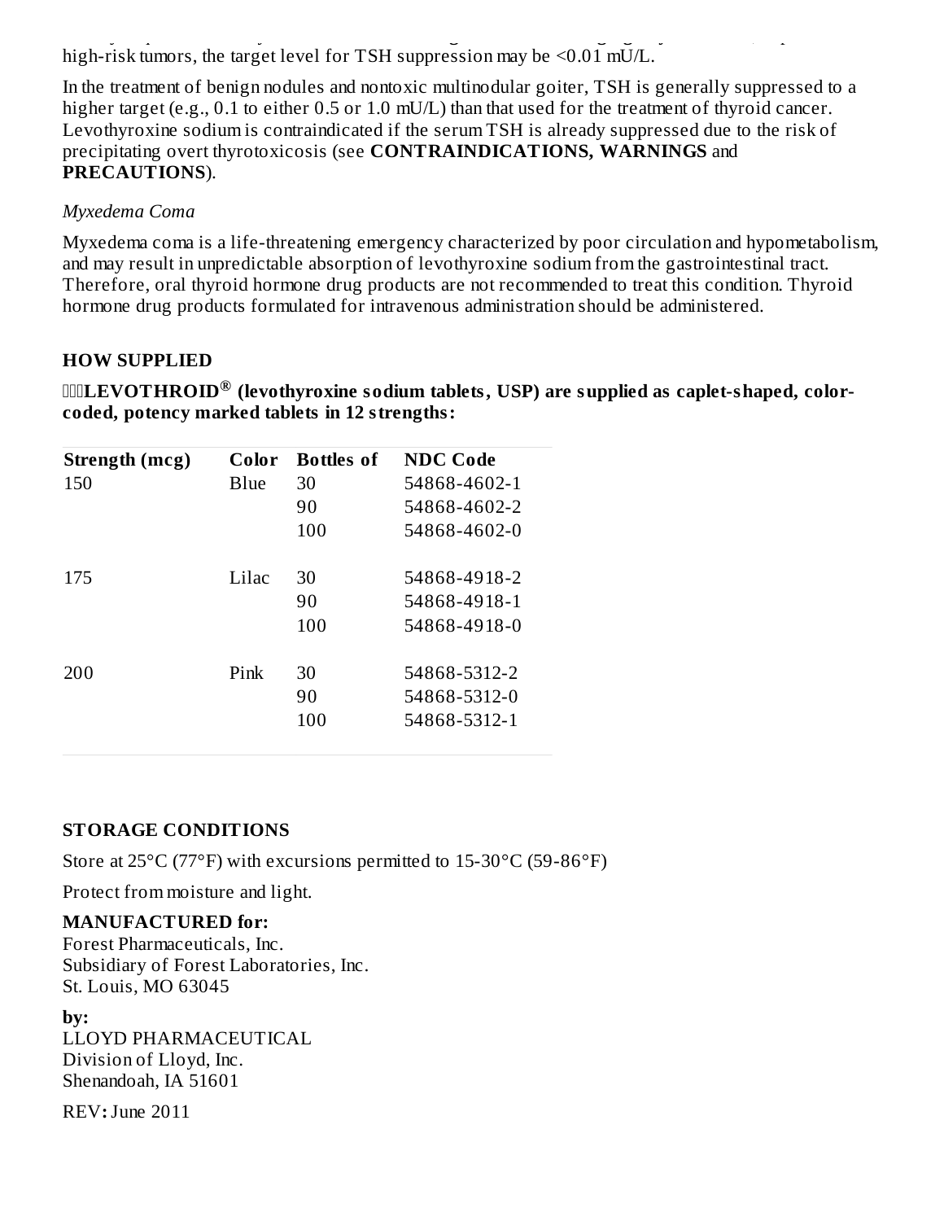high-risk tumors, the target level for TSH suppression may be <0.01 mU/L.

In the treatment of benign nodules and nontoxic multinodular goiter, TSH is generally suppressed to a higher target (e.g., 0.1 to either 0.5 or 1.0 mU/L) than that used for the treatment of thyroid cancer. Levothyroxine sodium is contraindicated if the serum TSH is already suppressed due to the risk of precipitating overt thyrotoxicosis (see **CONTRAINDICATIONS, WARNINGS** and **PRECAUTIONS**).

*Myxedema Coma*

Myxedema coma is a life-threatening emergency characterized by poor circulation and hypometabolism, and may result in unpredictable absorption of levothyroxine sodium from the gastrointestinal tract. Therefore, oral thyroid hormone drug products are not recommended to treat this condition. Thyroid hormone drug products formulated for intravenous administration should be administered.

## HOW SUPPLIED

**LEVOTHROID® (levothyroxine sodium tablets, USP) are supplied as caplet-shaped, color-coded, potency marked tablets in 12 strengths:**

| Strength (mcg) | Color | Bottles of | NDC Code |
|---|---|---|---|
| 150 | Blue | 30 | 54868-4602-1 |
| | | 90 | 54868-4602-2 |
| | | 100 | 54868-4602-0 |
| 175 | Lilac | 30 | 54868-4918-2 |
| | | 90 | 54868-4918-1 |
| | | 100 | 54868-4918-0 |
| 200 | Pink | 30 | 54868-5312-2 |
| | | 90 | 54868-5312-0 |
| | | 100 | 54868-5312-1 |

## STORAGE CONDITIONS

Store at 25°C (77°F) with excursions permitted to 15-30°C (59-86°F)

Protect from moisture and light.

**MANUFACTURED for:**
Forest Pharmaceuticals, Inc.
Subsidiary of Forest Laboratories, Inc.
St. Louis, MO 63045

**by:**
LLOYD PHARMACEUTICAL
Division of Lloyd, Inc.
Shenandoah, IA 51601

REV**:** June 2011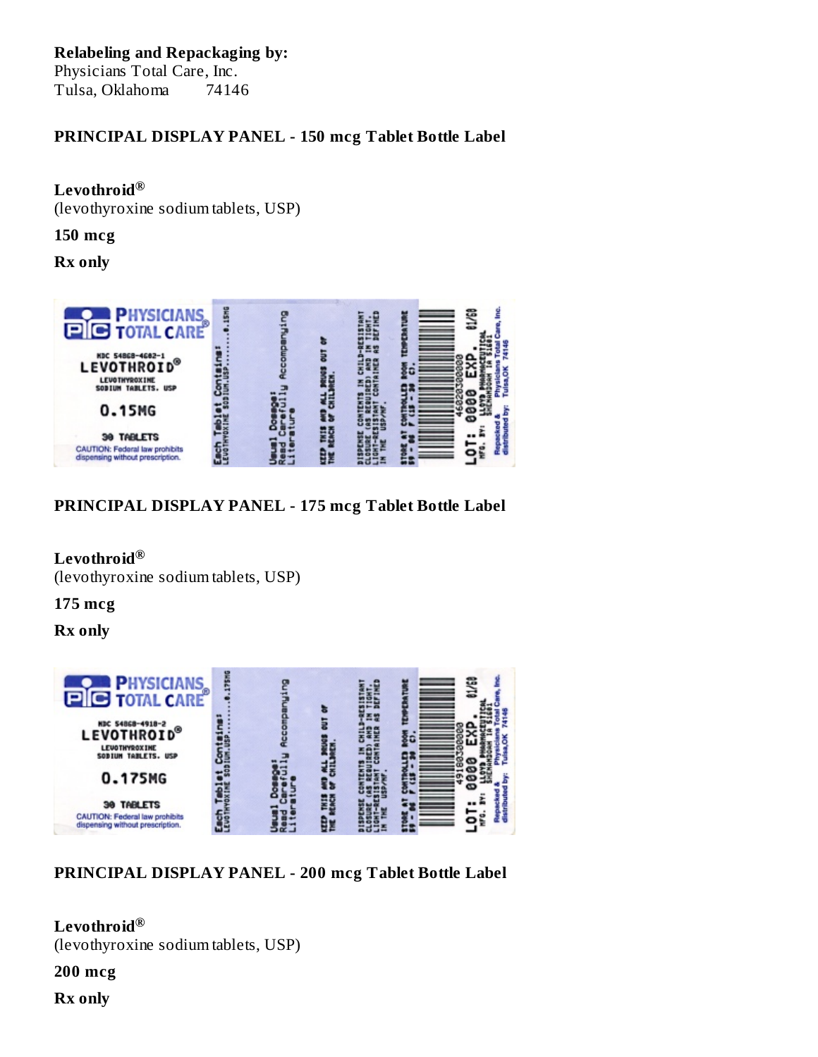**Relabeling and Repackaging by:**
Physicians Total Care, Inc.
Tulsa, Oklahoma 74146

## PRINCIPAL DISPLAY PANEL - 150 mcg Tablet Bottle Label

**Levothroid®**
(levothyroxine sodium tablets, USP)

**150 mcg**

**Rx only**

PHYSICIANS TOTAL CARE
NDC 54868-4682-1
LEVOTHROID®
LEVOTHYROXINE SODIUM TABLETS, USP
0.15MG
30 TABLETS
CAUTION: Federal law prohibits dispensing without prescription.
Each Tablet Contains: LEVOTHYROXINE SODIUM, USP........0.15MG
Usual Dosage: Read Carefully Accompanying Literature
KEEP THIS AND ALL DRUGS OUT OF THE REACH OF CHILDREN.
DISPENSE CONTENTS IN CHILD-RESISTANT CLOSURE (AS REQUIRED) AND IN TIGHT, LIGHT-RESISTANT CONTAINER AS DEFINED IN THE USP/NF.
STORE AT CONTROLLED ROOM TEMPERATURE 59 - 86 F (15 - 30 C).
46020300000
LOT: 0000 EXP. 01/00
MFG. BY: LLOYD PHARMACEUTICAL SHENANDOAH IA 51601
Repacked & distributed by: Physicians Total Care, Inc. Tulsa,OK 74146

## PRINCIPAL DISPLAY PANEL - 175 mcg Tablet Bottle Label

**Levothroid®**
(levothyroxine sodium tablets, USP)

**175 mcg**

**Rx only**

PHYSICIANS TOTAL CARE
NDC 54868-4918-2
LEVOTHROID®
LEVOTHYROXINE SODIUM TABLETS, USP
0.175MG
30 TABLETS
CAUTION: Federal law prohibits dispensing without prescription.
Each Tablet Contains: LEVOTHYROXINE SODIUM, USP........0.175MG
Usual Dosage: Read Carefully Accompanying Literature
KEEP THIS AND ALL DRUGS OUT OF THE REACH OF CHILDREN.
DISPENSE CONTENTS IN CHILD-RESISTANT CLOSURE (AS REQUIRED) AND IN TIGHT, LIGHT-RESISTANT CONTAINER AS DEFINED IN THE USP/NF.
STORE AT CONTROLLED ROOM TEMPERATURE 59 - 86 F (15 - 30 C).
49180300000
LOT: 0000 EXP. 01/00
MFG. BY: LLOYD PHARMACEUTICAL SHENANDOAH IA 51601
Repacked & distributed by: Physicians Total Care, Inc. Tulsa,OK 74146

## PRINCIPAL DISPLAY PANEL - 200 mcg Tablet Bottle Label

**Levothroid®**
(levothyroxine sodium tablets, USP)

**200 mcg**

**Rx only**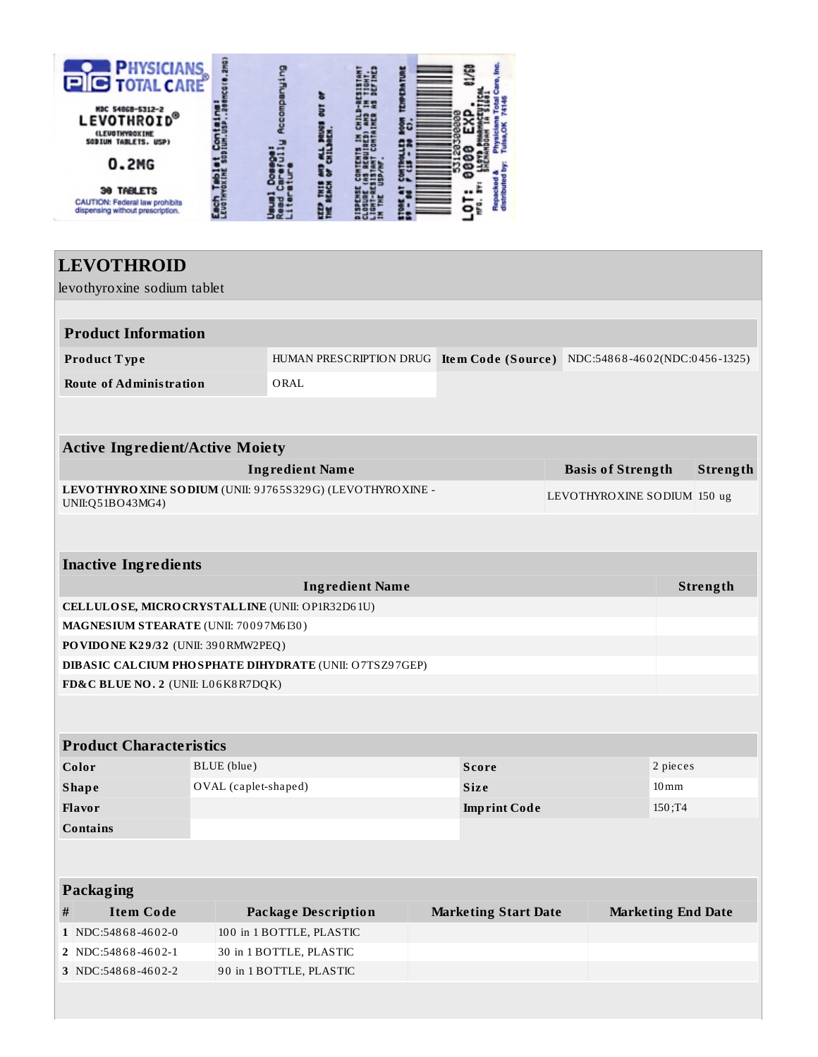PHYSICIANS TOTAL CARE®

NDC 54868-5312-2
LEVOTHROID®
(LEVOTHYROXINE SODIUM TABLETS, USP)

0.2MG

30 TABLETS

CAUTION: Federal law prohibits dispensing without prescription.

Each Tablet Contains: LEVOTHYROXINE SODIUM,USP..200MCG(0.2MG)

Usual Dosage: Read Carefully Accompanying Literature

KEEP THIS AND ALL DRUGS OUT OF THE REACH OF CHILDREN.

DISPENSE CONTENTS IN CHILD-RESISTANT CLOSURE (AS REQUIRED) AND IN TIGHT, LIGHT-RESISTANT CONTAINER AS DEFINED IN THE USP/NF.

STORE AT CONTROLLED ROOM TEMPERATURE 59 - 86 F (15 - 30 C).

53120300000

LOT: 0000 EXP. 01/00

MFG. BY: LLOYD PHARMACEUTICAL SHENANDOAH IA 51601

Repackaged & distributed by: Physicians Total Care, Inc. Tulsa,OK 74146

# LEVOTHROID

levothyroxine sodium tablet

| Product Information | | | |
|---|---|---|---|
| Product Type | HUMAN PRESCRIPTION DRUG | Item Code (Source) | NDC:54868-4602(NDC:0456-1325) |
| Route of Administration | ORAL | | |

| Active Ingredient/Active Moiety | | |
|---|---|---|
| Ingredient Name | Basis of Strength | Strength |
| LEVOTHYROXINE SODIUM (UNII: 9J765S329G) (LEVOTHYROXINE - UNII:Q51BO43MG4) | LEVOTHYROXINE SODIUM | 150 ug |

| Inactive Ingredients | |
|---|---|
| Ingredient Name | Strength |
| CELLULOSE, MICROCRYSTALLINE (UNII: OP1R32D61U) | |
| MAGNESIUM STEARATE (UNII: 70097M6I30) | |
| POVIDONE K29/32 (UNII: 390RMW2PEQ) | |
| DIBASIC CALCIUM PHOSPHATE DIHYDRATE (UNII: O7TSZ97GEP) | |
| FD&C BLUE NO. 2 (UNII: L06K8R7DQK) | |

| Product Characteristics | | | |
|---|---|---|---|
| Color | BLUE (blue) | Score | 2 pieces |
| Shape | OVAL (caplet-shaped) | Size | 10mm |
| Flavor | | Imprint Code | 150;T4 |
| Contains | | | |

| Packaging | | | | |
|---|---|---|---|---|
| # | Item Code | Package Description | Marketing Start Date | Marketing End Date |
| 1 | NDC:54868-4602-0 | 100 in 1 BOTTLE, PLASTIC | | |
| 2 | NDC:54868-4602-1 | 30 in 1 BOTTLE, PLASTIC | | |
| 3 | NDC:54868-4602-2 | 90 in 1 BOTTLE, PLASTIC | | |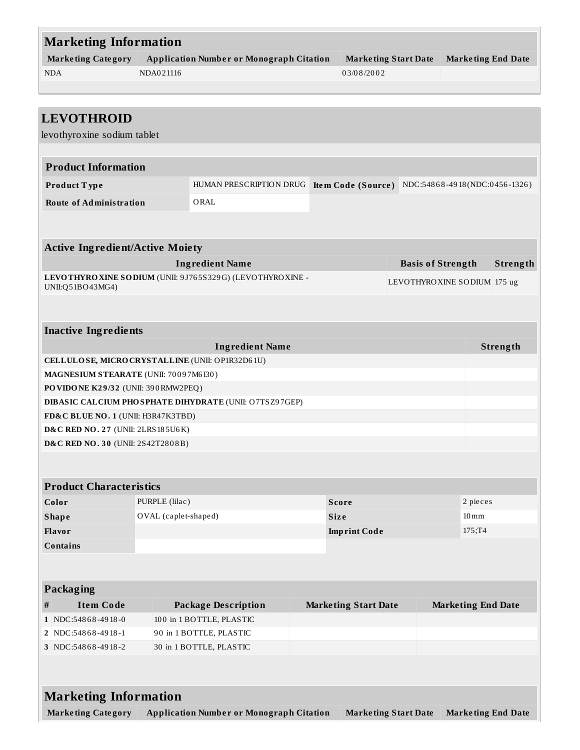## Marketing Information

| Marketing Category | Application Number or Monograph Citation | Marketing Start Date | Marketing End Date |
|---|---|---|---|
| NDA | NDA021116 | 03/08/2002 | |

## LEVOTHROID

levothyroxine sodium tablet

### Product Information

| | | | |
|---|---|---|---|
| **Product Type** | HUMAN PRESCRIPTION DRUG | **Item Code (Source)** | NDC:54868-4918(NDC:0456-1326) |
| **Route of Administration** | ORAL | | |

### Active Ingredient/Active Moiety

| Ingredient Name | Basis of Strength | Strength |
|---|---|---|
| **LEVOTHYROXINE SODIUM** (UNII: 9J765S329G) (LEVOTHYROXINE - UNII:Q51BO43MG4) | LEVOTHYROXINE SODIUM | 175 ug |

### Inactive Ingredients

| Ingredient Name | Strength |
|---|---|
| **CELLULOSE, MICROCRYSTALLINE** (UNII: OP1R32D61U) | |
| **MAGNESIUM STEARATE** (UNII: 70097M6I30) | |
| **POVIDONE K29/32** (UNII: 390RMW2PEQ) | |
| **DIBASIC CALCIUM PHOSPHATE DIHYDRATE** (UNII: O7TSZ97GEP) | |
| **FD&C BLUE NO. 1** (UNII: H3R47K3TBD) | |
| **D&C RED NO. 27** (UNII: 2LRS185U6K) | |
| **D&C RED NO. 30** (UNII: 2S42T2808B) | |

### Product Characteristics

| | | | |
|---|---|---|---|
| **Color** | PURPLE (lilac) | **Score** | 2 pieces |
| **Shape** | OVAL (caplet-shaped) | **Size** | 10mm |
| **Flavor** | | **Imprint Code** | 175;T4 |
| **Contains** | | | |

### Packaging

| # | Item Code | Package Description | Marketing Start Date | Marketing End Date |
|---|---|---|---|---|
| 1 | NDC:54868-4918-0 | 100 in 1 BOTTLE, PLASTIC | | |
| 2 | NDC:54868-4918-1 | 90 in 1 BOTTLE, PLASTIC | | |
| 3 | NDC:54868-4918-2 | 30 in 1 BOTTLE, PLASTIC | | |

### Marketing Information

| Marketing Category | Application Number or Monograph Citation | Marketing Start Date | Marketing End Date |
|---|---|---|---|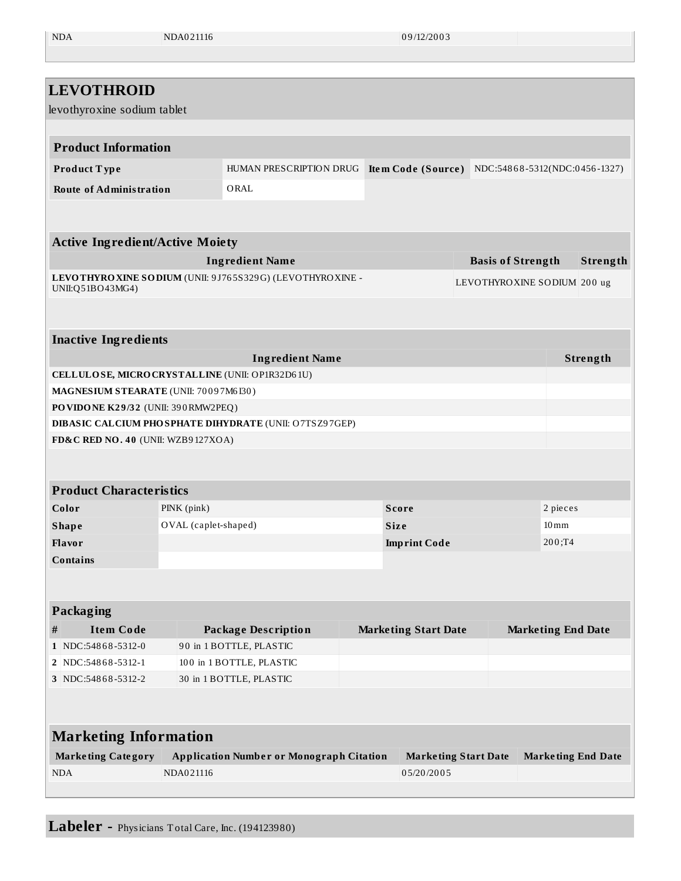| | | | |
|---|---|---|---|
| NDA | NDA021116 | 09/12/2003 | |

## LEVOTHROID

levothyroxine sodium tablet

### Product Information

| | | | |
|---|---|---|---|
| **Product Type** | HUMAN PRESCRIPTION DRUG | **Item Code (Source)** | NDC:54868-5312(NDC:0456-1327) |
| **Route of Administration** | ORAL | | |

### Active Ingredient/Active Moiety

| Ingredient Name | Basis of Strength | Strength |
|---|---|---|
| **LEVOTHYROXINE SODIUM** (UNII: 9J765S329G) (LEVOTHYROXINE - UNII:Q51BO43MG4) | LEVOTHYROXINE SODIUM | 200 ug |

### Inactive Ingredients

| Ingredient Name | Strength |
|---|---|
| **CELLULOSE, MICROCRYSTALLINE** (UNII: OP1R32D61U) | |
| **MAGNESIUM STEARATE** (UNII: 70097M6I30) | |
| **POVIDONE K29/32** (UNII: 390RMW2PEQ) | |
| **DIBASIC CALCIUM PHOSPHATE DIHYDRATE** (UNII: O7TSZ97GEP) | |
| **FD&C RED NO. 40** (UNII: WZB9127XOA) | |

### Product Characteristics

| | | | |
|---|---|---|---|
| **Color** | PINK (pink) | **Score** | 2 pieces |
| **Shape** | OVAL (caplet-shaped) | **Size** | 10mm |
| **Flavor** | | **Imprint Code** | 200;T4 |
| **Contains** | | | |

### Packaging

| # | Item Code | Package Description | Marketing Start Date | Marketing End Date |
|---|---|---|---|---|
| 1 | NDC:54868-5312-0 | 90 in 1 BOTTLE, PLASTIC | | |
| 2 | NDC:54868-5312-1 | 100 in 1 BOTTLE, PLASTIC | | |
| 3 | NDC:54868-5312-2 | 30 in 1 BOTTLE, PLASTIC | | |

### Marketing Information

| Marketing Category | Application Number or Monograph Citation | Marketing Start Date | Marketing End Date |
|---|---|---|---|
| NDA | NDA021116 | 05/20/2005 | |

## Labeler - Physicians Total Care, Inc. (194123980)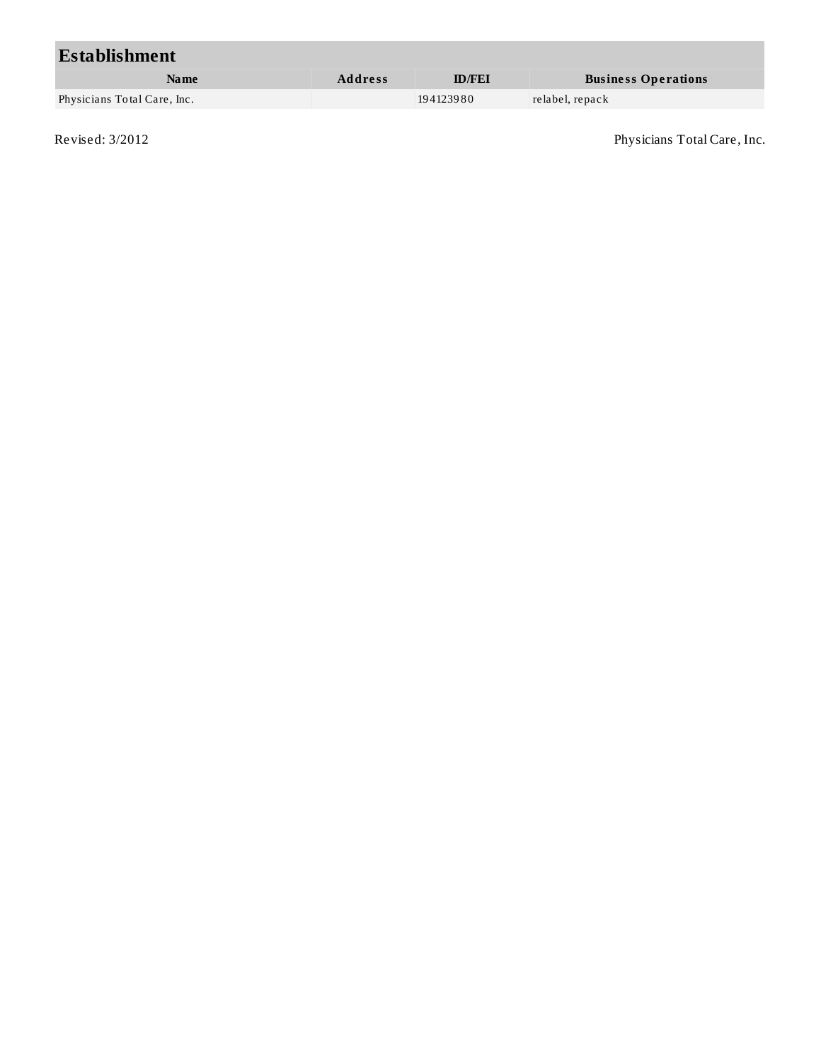## Establishment

| Name | Address | ID/FEI | Business Operations |
|---|---|---|---|
| Physicians Total Care, Inc. | | 194123980 | relabel, repack |

Revised: 3/2012

Physicians Total Care, Inc.